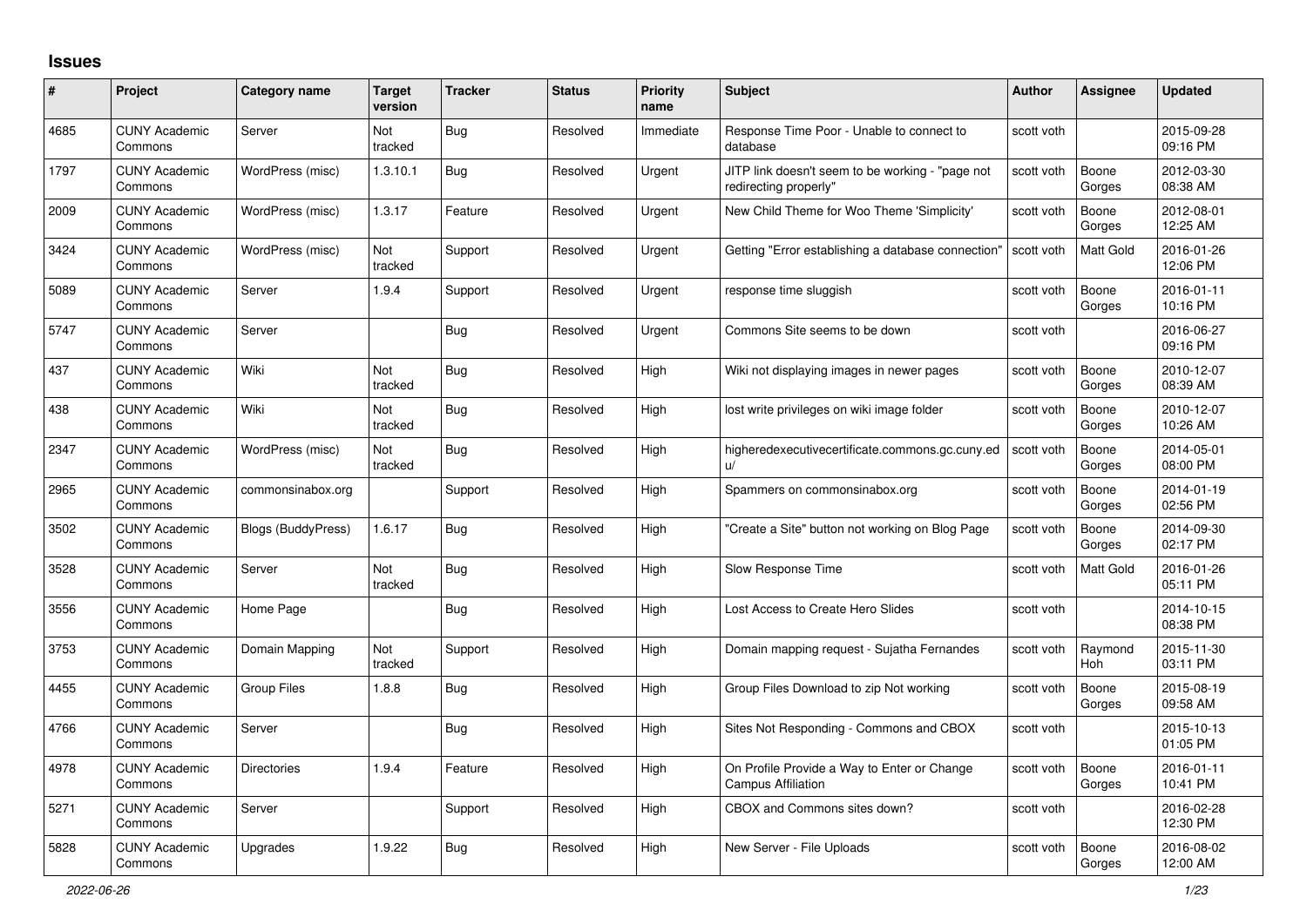# Issues

| # | Project | Category name | Target version | Tracker | Status | Priority name | Subject | Author | Assignee | Updated |
|---|---|---|---|---|---|---|---|---|---|---|
| 4685 | CUNY Academic Commons | Server | Not tracked | Bug | Resolved | Immediate | Response Time Poor - Unable to connect to database | scott voth | | 2015-09-28 09:16 PM |
| 1797 | CUNY Academic Commons | WordPress (misc) | 1.3.10.1 | Bug | Resolved | Urgent | JITP link doesn't seem to be working - "page not redirecting properly" | scott voth | Boone Gorges | 2012-03-30 08:38 AM |
| 2009 | CUNY Academic Commons | WordPress (misc) | 1.3.17 | Feature | Resolved | Urgent | New Child Theme for Woo Theme 'Simplicity' | scott voth | Boone Gorges | 2012-08-01 12:25 AM |
| 3424 | CUNY Academic Commons | WordPress (misc) | Not tracked | Support | Resolved | Urgent | Getting "Error establishing a database connection" | scott voth | Matt Gold | 2016-01-26 12:06 PM |
| 5089 | CUNY Academic Commons | Server | 1.9.4 | Support | Resolved | Urgent | response time sluggish | scott voth | Boone Gorges | 2016-01-11 10:16 PM |
| 5747 | CUNY Academic Commons | Server | | Bug | Resolved | Urgent | Commons Site seems to be down | scott voth | | 2016-06-27 09:16 PM |
| 437 | CUNY Academic Commons | Wiki | Not tracked | Bug | Resolved | High | Wiki not displaying images in newer pages | scott voth | Boone Gorges | 2010-12-07 08:39 AM |
| 438 | CUNY Academic Commons | Wiki | Not tracked | Bug | Resolved | High | lost write privileges on wiki image folder | scott voth | Boone Gorges | 2010-12-07 10:26 AM |
| 2347 | CUNY Academic Commons | WordPress (misc) | Not tracked | Bug | Resolved | High | higheredexecutivecertificate.commons.gc.cuny.edu/ | scott voth | Boone Gorges | 2014-05-01 08:00 PM |
| 2965 | CUNY Academic Commons | commonsinabox.org | | Support | Resolved | High | Spammers on commonsinabox.org | scott voth | Boone Gorges | 2014-01-19 02:56 PM |
| 3502 | CUNY Academic Commons | Blogs (BuddyPress) | 1.6.17 | Bug | Resolved | High | "Create a Site" button not working on Blog Page | scott voth | Boone Gorges | 2014-09-30 02:17 PM |
| 3528 | CUNY Academic Commons | Server | Not tracked | Bug | Resolved | High | Slow Response Time | scott voth | Matt Gold | 2016-01-26 05:11 PM |
| 3556 | CUNY Academic Commons | Home Page | | Bug | Resolved | High | Lost Access to Create Hero Slides | scott voth | | 2014-10-15 08:38 PM |
| 3753 | CUNY Academic Commons | Domain Mapping | Not tracked | Support | Resolved | High | Domain mapping request - Sujatha Fernandes | scott voth | Raymond Hoh | 2015-11-30 03:11 PM |
| 4455 | CUNY Academic Commons | Group Files | 1.8.8 | Bug | Resolved | High | Group Files Download to zip Not working | scott voth | Boone Gorges | 2015-08-19 09:58 AM |
| 4766 | CUNY Academic Commons | Server | | Bug | Resolved | High | Sites Not Responding - Commons and CBOX | scott voth | | 2015-10-13 01:05 PM |
| 4978 | CUNY Academic Commons | Directories | 1.9.4 | Feature | Resolved | High | On Profile Provide a Way to Enter or Change Campus Affiliation | scott voth | Boone Gorges | 2016-01-11 10:41 PM |
| 5271 | CUNY Academic Commons | Server | | Support | Resolved | High | CBOX and Commons sites down? | scott voth | | 2016-02-28 12:30 PM |
| 5828 | CUNY Academic Commons | Upgrades | 1.9.22 | Bug | Resolved | High | New Server - File Uploads | scott voth | Boone Gorges | 2016-08-02 12:00 AM |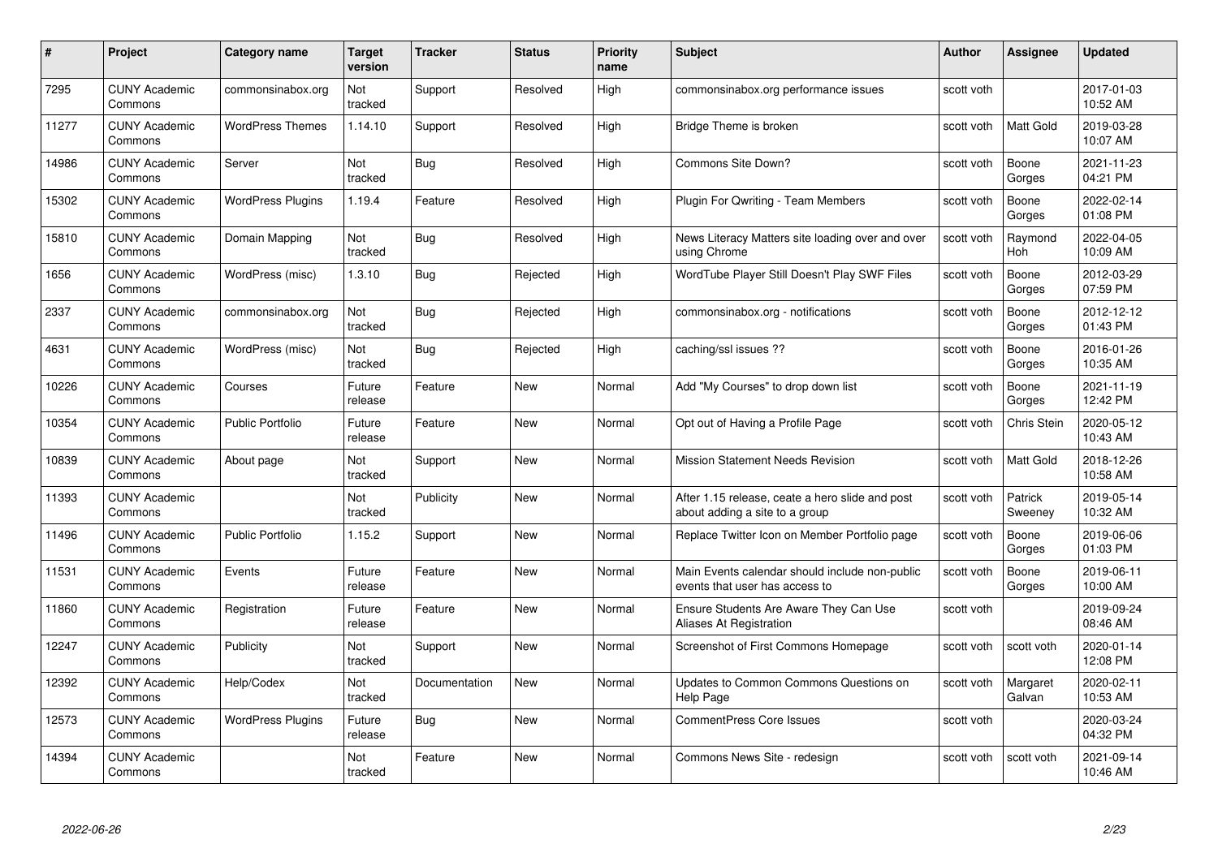| # | Project | Category name | Target version | Tracker | Status | Priority name | Subject | Author | Assignee | Updated |
|---|---|---|---|---|---|---|---|---|---|---|
| 7295 | CUNY Academic Commons | commonsinabox.org | Not tracked | Support | Resolved | High | commonsinabox.org performance issues | scott voth | | 2017-01-03 10:52 AM |
| 11277 | CUNY Academic Commons | WordPress Themes | 1.14.10 | Support | Resolved | High | Bridge Theme is broken | scott voth | Matt Gold | 2019-03-28 10:07 AM |
| 14986 | CUNY Academic Commons | Server | Not tracked | Bug | Resolved | High | Commons Site Down? | scott voth | Boone Gorges | 2021-11-23 04:21 PM |
| 15302 | CUNY Academic Commons | WordPress Plugins | 1.19.4 | Feature | Resolved | High | Plugin For Qwriting - Team Members | scott voth | Boone Gorges | 2022-02-14 01:08 PM |
| 15810 | CUNY Academic Commons | Domain Mapping | Not tracked | Bug | Resolved | High | News Literacy Matters site loading over and over using Chrome | scott voth | Raymond Hoh | 2022-04-05 10:09 AM |
| 1656 | CUNY Academic Commons | WordPress (misc) | 1.3.10 | Bug | Rejected | High | WordTube Player Still Doesn't Play SWF Files | scott voth | Boone Gorges | 2012-03-29 07:59 PM |
| 2337 | CUNY Academic Commons | commonsinabox.org | Not tracked | Bug | Rejected | High | commonsinabox.org - notifications | scott voth | Boone Gorges | 2012-12-12 01:43 PM |
| 4631 | CUNY Academic Commons | WordPress (misc) | Not tracked | Bug | Rejected | High | caching/ssl issues ?? | scott voth | Boone Gorges | 2016-01-26 10:35 AM |
| 10226 | CUNY Academic Commons | Courses | Future release | Feature | New | Normal | Add "My Courses" to drop down list | scott voth | Boone Gorges | 2021-11-19 12:42 PM |
| 10354 | CUNY Academic Commons | Public Portfolio | Future release | Feature | New | Normal | Opt out of Having a Profile Page | scott voth | Chris Stein | 2020-05-12 10:43 AM |
| 10839 | CUNY Academic Commons | About page | Not tracked | Support | New | Normal | Mission Statement Needs Revision | scott voth | Matt Gold | 2018-12-26 10:58 AM |
| 11393 | CUNY Academic Commons | | Not tracked | Publicity | New | Normal | After 1.15 release, ceate a hero slide and post about adding a site to a group | scott voth | Patrick Sweeney | 2019-05-14 10:32 AM |
| 11496 | CUNY Academic Commons | Public Portfolio | 1.15.2 | Support | New | Normal | Replace Twitter Icon on Member Portfolio page | scott voth | Boone Gorges | 2019-06-06 01:03 PM |
| 11531 | CUNY Academic Commons | Events | Future release | Feature | New | Normal | Main Events calendar should include non-public events that user has access to | scott voth | Boone Gorges | 2019-06-11 10:00 AM |
| 11860 | CUNY Academic Commons | Registration | Future release | Feature | New | Normal | Ensure Students Are Aware They Can Use Aliases At Registration | scott voth | | 2019-09-24 08:46 AM |
| 12247 | CUNY Academic Commons | Publicity | Not tracked | Support | New | Normal | Screenshot of First Commons Homepage | scott voth | scott voth | 2020-01-14 12:08 PM |
| 12392 | CUNY Academic Commons | Help/Codex | Not tracked | Documentation | New | Normal | Updates to Common Commons Questions on Help Page | scott voth | Margaret Galvan | 2020-02-11 10:53 AM |
| 12573 | CUNY Academic Commons | WordPress Plugins | Future release | Bug | New | Normal | CommentPress Core Issues | scott voth | | 2020-03-24 04:32 PM |
| 14394 | CUNY Academic Commons | | Not tracked | Feature | New | Normal | Commons News Site - redesign | scott voth | scott voth | 2021-09-14 10:46 AM |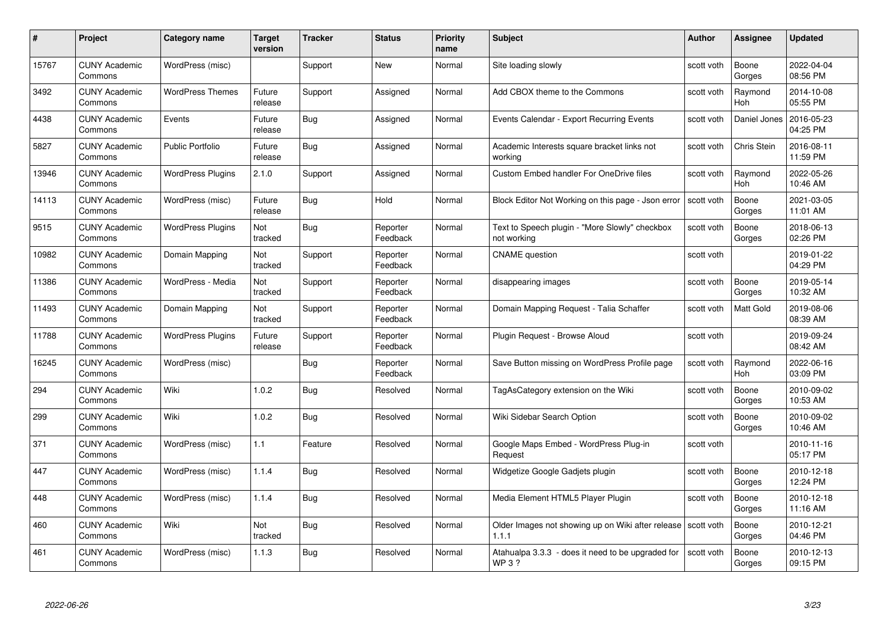| # | Project | Category name | Target version | Tracker | Status | Priority name | Subject | Author | Assignee | Updated |
|---|---|---|---|---|---|---|---|---|---|---|
| 15767 | CUNY Academic Commons | WordPress (misc) | | Support | New | Normal | Site loading slowly | scott voth | Boone Gorges | 2022-04-04 08:56 PM |
| 3492 | CUNY Academic Commons | WordPress Themes | Future release | Support | Assigned | Normal | Add CBOX theme to the Commons | scott voth | Raymond Hoh | 2014-10-08 05:55 PM |
| 4438 | CUNY Academic Commons | Events | Future release | Bug | Assigned | Normal | Events Calendar - Export Recurring Events | scott voth | Daniel Jones | 2016-05-23 04:25 PM |
| 5827 | CUNY Academic Commons | Public Portfolio | Future release | Bug | Assigned | Normal | Academic Interests square bracket links not working | scott voth | Chris Stein | 2016-08-11 11:59 PM |
| 13946 | CUNY Academic Commons | WordPress Plugins | 2.1.0 | Support | Assigned | Normal | Custom Embed handler For OneDrive files | scott voth | Raymond Hoh | 2022-05-26 10:46 AM |
| 14113 | CUNY Academic Commons | WordPress (misc) | Future release | Bug | Hold | Normal | Block Editor Not Working on this page - Json error | scott voth | Boone Gorges | 2021-03-05 11:01 AM |
| 9515 | CUNY Academic Commons | WordPress Plugins | Not tracked | Bug | Reporter Feedback | Normal | Text to Speech plugin - "More Slowly" checkbox not working | scott voth | Boone Gorges | 2018-06-13 02:26 PM |
| 10982 | CUNY Academic Commons | Domain Mapping | Not tracked | Support | Reporter Feedback | Normal | CNAME question | scott voth | | 2019-01-22 04:29 PM |
| 11386 | CUNY Academic Commons | WordPress - Media | Not tracked | Support | Reporter Feedback | Normal | disappearing images | scott voth | Boone Gorges | 2019-05-14 10:32 AM |
| 11493 | CUNY Academic Commons | Domain Mapping | Not tracked | Support | Reporter Feedback | Normal | Domain Mapping Request - Talia Schaffer | scott voth | Matt Gold | 2019-08-06 08:39 AM |
| 11788 | CUNY Academic Commons | WordPress Plugins | Future release | Support | Reporter Feedback | Normal | Plugin Request - Browse Aloud | scott voth | | 2019-09-24 08:42 AM |
| 16245 | CUNY Academic Commons | WordPress (misc) | | Bug | Reporter Feedback | Normal | Save Button missing on WordPress Profile page | scott voth | Raymond Hoh | 2022-06-16 03:09 PM |
| 294 | CUNY Academic Commons | Wiki | 1.0.2 | Bug | Resolved | Normal | TagAsCategory extension on the Wiki | scott voth | Boone Gorges | 2010-09-02 10:53 AM |
| 299 | CUNY Academic Commons | Wiki | 1.0.2 | Bug | Resolved | Normal | Wiki Sidebar Search Option | scott voth | Boone Gorges | 2010-09-02 10:46 AM |
| 371 | CUNY Academic Commons | WordPress (misc) | 1.1 | Feature | Resolved | Normal | Google Maps Embed - WordPress Plug-in Request | scott voth | | 2010-11-16 05:17 PM |
| 447 | CUNY Academic Commons | WordPress (misc) | 1.1.4 | Bug | Resolved | Normal | Widgetize Google Gadjets plugin | scott voth | Boone Gorges | 2010-12-18 12:24 PM |
| 448 | CUNY Academic Commons | WordPress (misc) | 1.1.4 | Bug | Resolved | Normal | Media Element HTML5 Player Plugin | scott voth | Boone Gorges | 2010-12-18 11:16 AM |
| 460 | CUNY Academic Commons | Wiki | Not tracked | Bug | Resolved | Normal | Older Images not showing up on Wiki after release 1.1.1 | scott voth | Boone Gorges | 2010-12-21 04:46 PM |
| 461 | CUNY Academic Commons | WordPress (misc) | 1.1.3 | Bug | Resolved | Normal | Atahualpa 3.3.3 - does it need to be upgraded for WP 3 ? | scott voth | Boone Gorges | 2010-12-13 09:15 PM |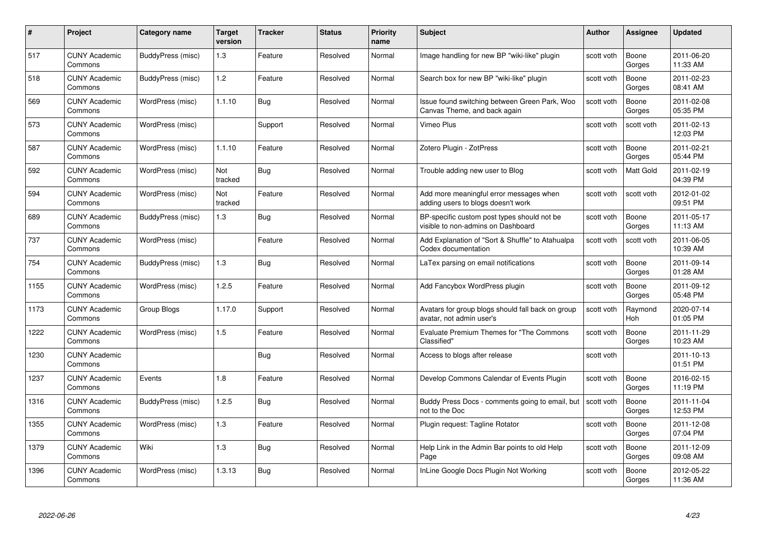| # | Project | Category name | Target version | Tracker | Status | Priority name | Subject | Author | Assignee | Updated |
|---|---|---|---|---|---|---|---|---|---|---|
| 517 | CUNY Academic Commons | BuddyPress (misc) | 1.3 | Feature | Resolved | Normal | Image handling for new BP "wiki-like" plugin | scott voth | Boone Gorges | 2011-06-20 11:33 AM |
| 518 | CUNY Academic Commons | BuddyPress (misc) | 1.2 | Feature | Resolved | Normal | Search box for new BP "wiki-like" plugin | scott voth | Boone Gorges | 2011-02-23 08:41 AM |
| 569 | CUNY Academic Commons | WordPress (misc) | 1.1.10 | Bug | Resolved | Normal | Issue found switching between Green Park, Woo Canvas Theme, and back again | scott voth | Boone Gorges | 2011-02-08 05:35 PM |
| 573 | CUNY Academic Commons | WordPress (misc) | | Support | Resolved | Normal | Vimeo Plus | scott voth | scott voth | 2011-02-13 12:03 PM |
| 587 | CUNY Academic Commons | WordPress (misc) | 1.1.10 | Feature | Resolved | Normal | Zotero Plugin - ZotPress | scott voth | Boone Gorges | 2011-02-21 05:44 PM |
| 592 | CUNY Academic Commons | WordPress (misc) | Not tracked | Bug | Resolved | Normal | Trouble adding new user to Blog | scott voth | Matt Gold | 2011-02-19 04:39 PM |
| 594 | CUNY Academic Commons | WordPress (misc) | Not tracked | Feature | Resolved | Normal | Add more meaningful error messages when adding users to blogs doesn't work | scott voth | scott voth | 2012-01-02 09:51 PM |
| 689 | CUNY Academic Commons | BuddyPress (misc) | 1.3 | Bug | Resolved | Normal | BP-specific custom post types should not be visible to non-admins on Dashboard | scott voth | Boone Gorges | 2011-05-17 11:13 AM |
| 737 | CUNY Academic Commons | WordPress (misc) | | Feature | Resolved | Normal | Add Explanation of "Sort & Shuffle" to Atahualpa Codex documentation | scott voth | scott voth | 2011-06-05 10:39 AM |
| 754 | CUNY Academic Commons | BuddyPress (misc) | 1.3 | Bug | Resolved | Normal | LaTex parsing on email notifications | scott voth | Boone Gorges | 2011-09-14 01:28 AM |
| 1155 | CUNY Academic Commons | WordPress (misc) | 1.2.5 | Feature | Resolved | Normal | Add Fancybox WordPress plugin | scott voth | Boone Gorges | 2011-09-12 05:48 PM |
| 1173 | CUNY Academic Commons | Group Blogs | 1.17.0 | Support | Resolved | Normal | Avatars for group blogs should fall back on group avatar, not admin user's | scott voth | Raymond Hoh | 2020-07-14 01:05 PM |
| 1222 | CUNY Academic Commons | WordPress (misc) | 1.5 | Feature | Resolved | Normal | Evaluate Premium Themes for "The Commons Classified" | scott voth | Boone Gorges | 2011-11-29 10:23 AM |
| 1230 | CUNY Academic Commons | | | Bug | Resolved | Normal | Access to blogs after release | scott voth | | 2011-10-13 01:51 PM |
| 1237 | CUNY Academic Commons | Events | 1.8 | Feature | Resolved | Normal | Develop Commons Calendar of Events Plugin | scott voth | Boone Gorges | 2016-02-15 11:19 PM |
| 1316 | CUNY Academic Commons | BuddyPress (misc) | 1.2.5 | Bug | Resolved | Normal | Buddy Press Docs - comments going to email, but not to the Doc | scott voth | Boone Gorges | 2011-11-04 12:53 PM |
| 1355 | CUNY Academic Commons | WordPress (misc) | 1.3 | Feature | Resolved | Normal | Plugin request: Tagline Rotator | scott voth | Boone Gorges | 2011-12-08 07:04 PM |
| 1379 | CUNY Academic Commons | Wiki | 1.3 | Bug | Resolved | Normal | Help Link in the Admin Bar points to old Help Page | scott voth | Boone Gorges | 2011-12-09 09:08 AM |
| 1396 | CUNY Academic Commons | WordPress (misc) | 1.3.13 | Bug | Resolved | Normal | InLine Google Docs Plugin Not Working | scott voth | Boone Gorges | 2012-05-22 11:36 AM |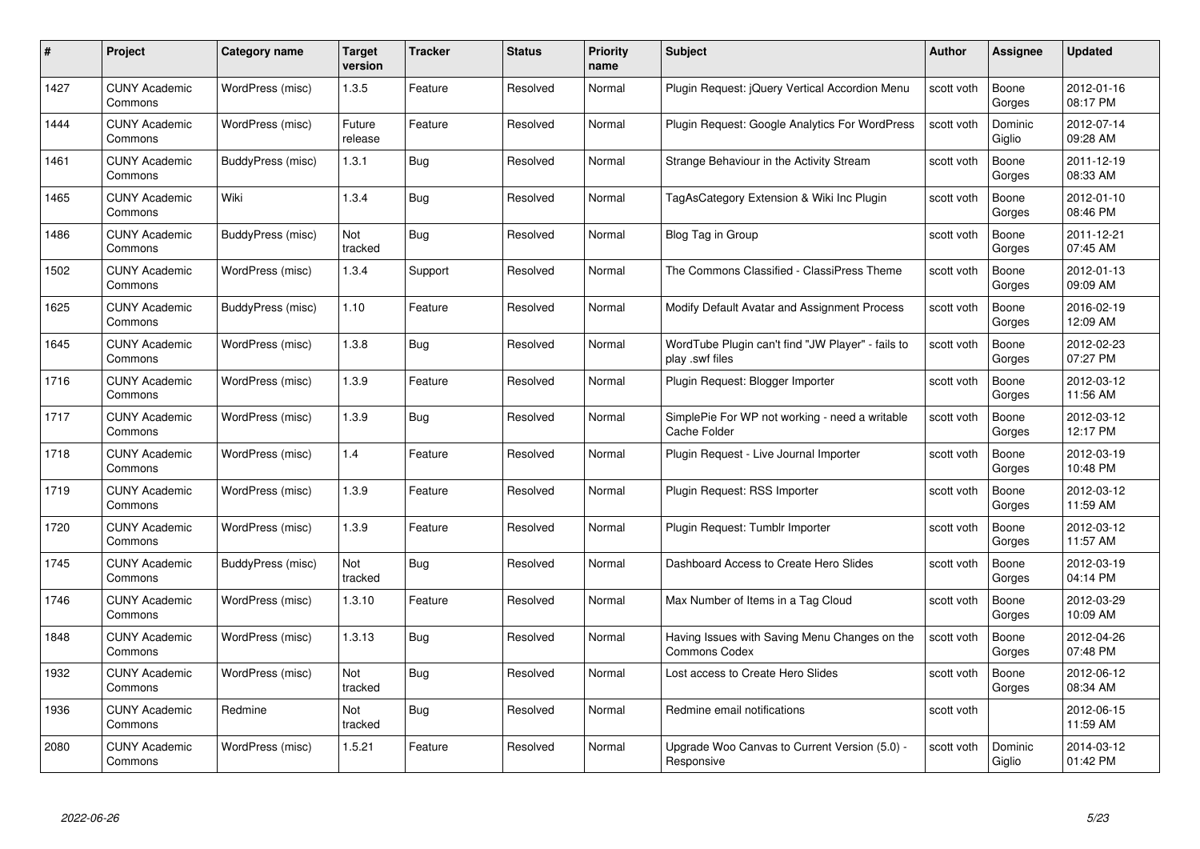| # | Project | Category name | Target version | Tracker | Status | Priority name | Subject | Author | Assignee | Updated |
|---|---|---|---|---|---|---|---|---|---|---|
| 1427 | CUNY Academic Commons | WordPress (misc) | 1.3.5 | Feature | Resolved | Normal | Plugin Request: jQuery Vertical Accordion Menu | scott voth | Boone Gorges | 2012-01-16 08:17 PM |
| 1444 | CUNY Academic Commons | WordPress (misc) | Future release | Feature | Resolved | Normal | Plugin Request: Google Analytics For WordPress | scott voth | Dominic Giglio | 2012-07-14 09:28 AM |
| 1461 | CUNY Academic Commons | BuddyPress (misc) | 1.3.1 | Bug | Resolved | Normal | Strange Behaviour in the Activity Stream | scott voth | Boone Gorges | 2011-12-19 08:33 AM |
| 1465 | CUNY Academic Commons | Wiki | 1.3.4 | Bug | Resolved | Normal | TagAsCategory Extension & Wiki Inc Plugin | scott voth | Boone Gorges | 2012-01-10 08:46 PM |
| 1486 | CUNY Academic Commons | BuddyPress (misc) | Not tracked | Bug | Resolved | Normal | Blog Tag in Group | scott voth | Boone Gorges | 2011-12-21 07:45 AM |
| 1502 | CUNY Academic Commons | WordPress (misc) | 1.3.4 | Support | Resolved | Normal | The Commons Classified - ClassiPress Theme | scott voth | Boone Gorges | 2012-01-13 09:09 AM |
| 1625 | CUNY Academic Commons | BuddyPress (misc) | 1.10 | Feature | Resolved | Normal | Modify Default Avatar and Assignment Process | scott voth | Boone Gorges | 2016-02-19 12:09 AM |
| 1645 | CUNY Academic Commons | WordPress (misc) | 1.3.8 | Bug | Resolved | Normal | WordTube Plugin can't find "JW Player" - fails to play .swf files | scott voth | Boone Gorges | 2012-02-23 07:27 PM |
| 1716 | CUNY Academic Commons | WordPress (misc) | 1.3.9 | Feature | Resolved | Normal | Plugin Request: Blogger Importer | scott voth | Boone Gorges | 2012-03-12 11:56 AM |
| 1717 | CUNY Academic Commons | WordPress (misc) | 1.3.9 | Bug | Resolved | Normal | SimplePie For WP not working - need a writable Cache Folder | scott voth | Boone Gorges | 2012-03-12 12:17 PM |
| 1718 | CUNY Academic Commons | WordPress (misc) | 1.4 | Feature | Resolved | Normal | Plugin Request - Live Journal Importer | scott voth | Boone Gorges | 2012-03-19 10:48 PM |
| 1719 | CUNY Academic Commons | WordPress (misc) | 1.3.9 | Feature | Resolved | Normal | Plugin Request: RSS Importer | scott voth | Boone Gorges | 2012-03-12 11:59 AM |
| 1720 | CUNY Academic Commons | WordPress (misc) | 1.3.9 | Feature | Resolved | Normal | Plugin Request: Tumblr Importer | scott voth | Boone Gorges | 2012-03-12 11:57 AM |
| 1745 | CUNY Academic Commons | BuddyPress (misc) | Not tracked | Bug | Resolved | Normal | Dashboard Access to Create Hero Slides | scott voth | Boone Gorges | 2012-03-19 04:14 PM |
| 1746 | CUNY Academic Commons | WordPress (misc) | 1.3.10 | Feature | Resolved | Normal | Max Number of Items in a Tag Cloud | scott voth | Boone Gorges | 2012-03-29 10:09 AM |
| 1848 | CUNY Academic Commons | WordPress (misc) | 1.3.13 | Bug | Resolved | Normal | Having Issues with Saving Menu Changes on the Commons Codex | scott voth | Boone Gorges | 2012-04-26 07:48 PM |
| 1932 | CUNY Academic Commons | WordPress (misc) | Not tracked | Bug | Resolved | Normal | Lost access to Create Hero Slides | scott voth | Boone Gorges | 2012-06-12 08:34 AM |
| 1936 | CUNY Academic Commons | Redmine | Not tracked | Bug | Resolved | Normal | Redmine email notifications | scott voth | | 2012-06-15 11:59 AM |
| 2080 | CUNY Academic Commons | WordPress (misc) | 1.5.21 | Feature | Resolved | Normal | Upgrade Woo Canvas to Current Version (5.0) - Responsive | scott voth | Dominic Giglio | 2014-03-12 01:42 PM |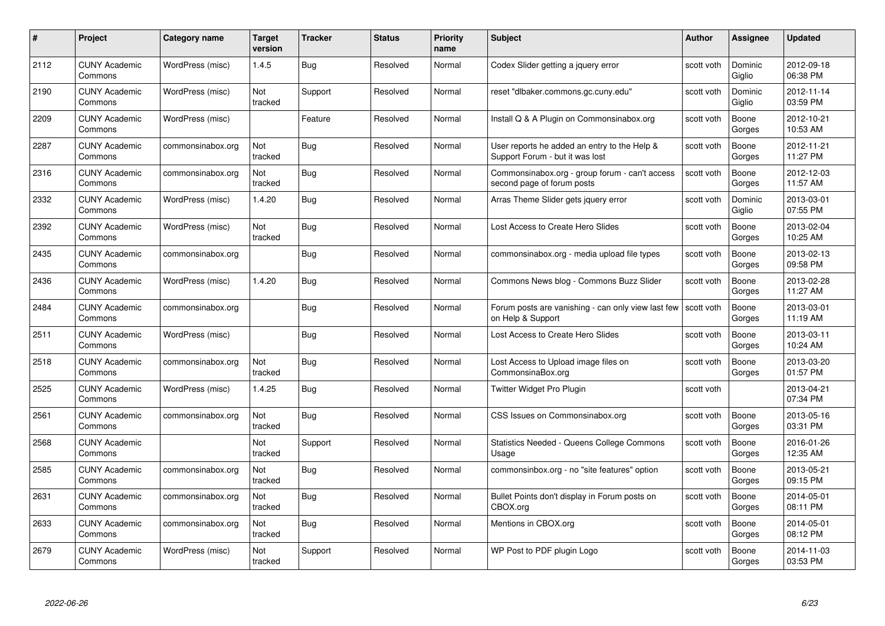| # | Project | Category name | Target version | Tracker | Status | Priority name | Subject | Author | Assignee | Updated |
|---|---|---|---|---|---|---|---|---|---|---|
| 2112 | CUNY Academic Commons | WordPress (misc) | 1.4.5 | Bug | Resolved | Normal | Codex Slider getting a jquery error | scott voth | Dominic Giglio | 2012-09-18 06:38 PM |
| 2190 | CUNY Academic Commons | WordPress (misc) | Not tracked | Support | Resolved | Normal | reset "dlbaker.commons.gc.cuny.edu" | scott voth | Dominic Giglio | 2012-11-14 03:59 PM |
| 2209 | CUNY Academic Commons | WordPress (misc) | | Feature | Resolved | Normal | Install Q & A Plugin on Commonsinabox.org | scott voth | Boone Gorges | 2012-10-21 10:53 AM |
| 2287 | CUNY Academic Commons | commonsinabox.org | Not tracked | Bug | Resolved | Normal | User reports he added an entry to the Help & Support Forum - but it was lost | scott voth | Boone Gorges | 2012-11-21 11:27 PM |
| 2316 | CUNY Academic Commons | commonsinabox.org | Not tracked | Bug | Resolved | Normal | Commonsinabox.org - group forum - can't access second page of forum posts | scott voth | Boone Gorges | 2012-12-03 11:57 AM |
| 2332 | CUNY Academic Commons | WordPress (misc) | 1.4.20 | Bug | Resolved | Normal | Arras Theme Slider gets jquery error | scott voth | Dominic Giglio | 2013-03-01 07:55 PM |
| 2392 | CUNY Academic Commons | WordPress (misc) | Not tracked | Bug | Resolved | Normal | Lost Access to Create Hero Slides | scott voth | Boone Gorges | 2013-02-04 10:25 AM |
| 2435 | CUNY Academic Commons | commonsinabox.org | | Bug | Resolved | Normal | commonsinabox.org - media upload file types | scott voth | Boone Gorges | 2013-02-13 09:58 PM |
| 2436 | CUNY Academic Commons | WordPress (misc) | 1.4.20 | Bug | Resolved | Normal | Commons News blog - Commons Buzz Slider | scott voth | Boone Gorges | 2013-02-28 11:27 AM |
| 2484 | CUNY Academic Commons | commonsinabox.org | | Bug | Resolved | Normal | Forum posts are vanishing - can only view last few on Help & Support | scott voth | Boone Gorges | 2013-03-01 11:19 AM |
| 2511 | CUNY Academic Commons | WordPress (misc) | | Bug | Resolved | Normal | Lost Access to Create Hero Slides | scott voth | Boone Gorges | 2013-03-11 10:24 AM |
| 2518 | CUNY Academic Commons | commonsinabox.org | Not tracked | Bug | Resolved | Normal | Lost Access to Upload image files on CommonsinaBox.org | scott voth | Boone Gorges | 2013-03-20 01:57 PM |
| 2525 | CUNY Academic Commons | WordPress (misc) | 1.4.25 | Bug | Resolved | Normal | Twitter Widget Pro Plugin | scott voth | | 2013-04-21 07:34 PM |
| 2561 | CUNY Academic Commons | commonsinabox.org | Not tracked | Bug | Resolved | Normal | CSS Issues on Commonsinabox.org | scott voth | Boone Gorges | 2013-05-16 03:31 PM |
| 2568 | CUNY Academic Commons | | Not tracked | Support | Resolved | Normal | Statistics Needed - Queens College Commons Usage | scott voth | Boone Gorges | 2016-01-26 12:35 AM |
| 2585 | CUNY Academic Commons | commonsinabox.org | Not tracked | Bug | Resolved | Normal | commonsinbox.org - no "site features" option | scott voth | Boone Gorges | 2013-05-21 09:15 PM |
| 2631 | CUNY Academic Commons | commonsinabox.org | Not tracked | Bug | Resolved | Normal | Bullet Points don't display in Forum posts on CBOX.org | scott voth | Boone Gorges | 2014-05-01 08:11 PM |
| 2633 | CUNY Academic Commons | commonsinabox.org | Not tracked | Bug | Resolved | Normal | Mentions in CBOX.org | scott voth | Boone Gorges | 2014-05-01 08:12 PM |
| 2679 | CUNY Academic Commons | WordPress (misc) | Not tracked | Support | Resolved | Normal | WP Post to PDF plugin Logo | scott voth | Boone Gorges | 2014-11-03 03:53 PM |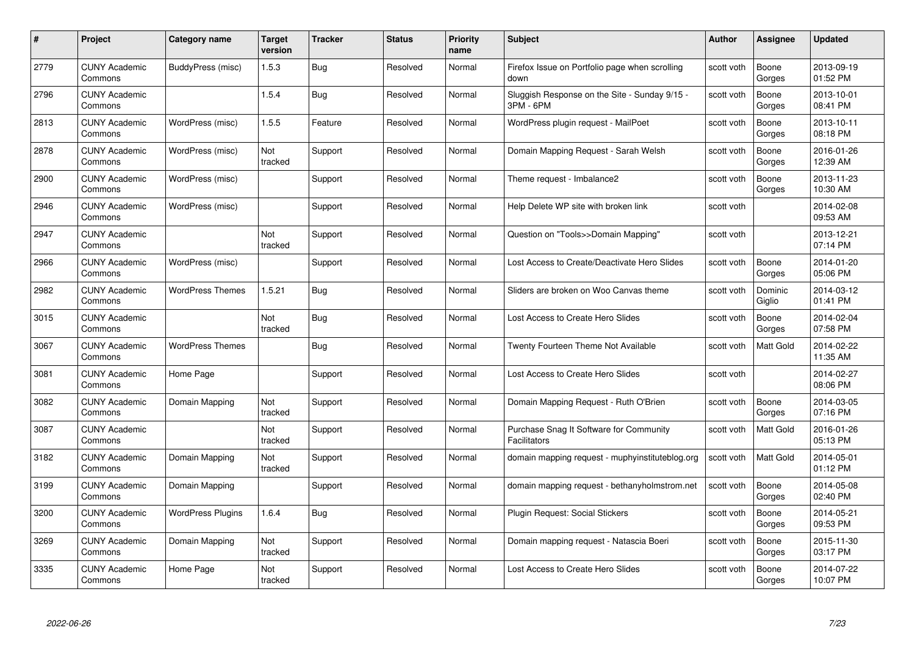| # | Project | Category name | Target version | Tracker | Status | Priority name | Subject | Author | Assignee | Updated |
|---|---|---|---|---|---|---|---|---|---|---|
| 2779 | CUNY Academic Commons | BuddyPress (misc) | 1.5.3 | Bug | Resolved | Normal | Firefox Issue on Portfolio page when scrolling down | scott voth | Boone Gorges | 2013-09-19 01:52 PM |
| 2796 | CUNY Academic Commons | | 1.5.4 | Bug | Resolved | Normal | Sluggish Response on the Site - Sunday 9/15 - 3PM - 6PM | scott voth | Boone Gorges | 2013-10-01 08:41 PM |
| 2813 | CUNY Academic Commons | WordPress (misc) | 1.5.5 | Feature | Resolved | Normal | WordPress plugin request - MailPoet | scott voth | Boone Gorges | 2013-10-11 08:18 PM |
| 2878 | CUNY Academic Commons | WordPress (misc) | Not tracked | Support | Resolved | Normal | Domain Mapping Request - Sarah Welsh | scott voth | Boone Gorges | 2016-01-26 12:39 AM |
| 2900 | CUNY Academic Commons | WordPress (misc) | | Support | Resolved | Normal | Theme request - Imbalance2 | scott voth | Boone Gorges | 2013-11-23 10:30 AM |
| 2946 | CUNY Academic Commons | WordPress (misc) | | Support | Resolved | Normal | Help Delete WP site with broken link | scott voth | | 2014-02-08 09:53 AM |
| 2947 | CUNY Academic Commons | | Not tracked | Support | Resolved | Normal | Question on "Tools>>Domain Mapping" | scott voth | | 2013-12-21 07:14 PM |
| 2966 | CUNY Academic Commons | WordPress (misc) | | Support | Resolved | Normal | Lost Access to Create/Deactivate Hero Slides | scott voth | Boone Gorges | 2014-01-20 05:06 PM |
| 2982 | CUNY Academic Commons | WordPress Themes | 1.5.21 | Bug | Resolved | Normal | Sliders are broken on Woo Canvas theme | scott voth | Dominic Giglio | 2014-03-12 01:41 PM |
| 3015 | CUNY Academic Commons | | Not tracked | Bug | Resolved | Normal | Lost Access to Create Hero Slides | scott voth | Boone Gorges | 2014-02-04 07:58 PM |
| 3067 | CUNY Academic Commons | WordPress Themes | | Bug | Resolved | Normal | Twenty Fourteen Theme Not Available | scott voth | Matt Gold | 2014-02-22 11:35 AM |
| 3081 | CUNY Academic Commons | Home Page | | Support | Resolved | Normal | Lost Access to Create Hero Slides | scott voth | | 2014-02-27 08:06 PM |
| 3082 | CUNY Academic Commons | Domain Mapping | Not tracked | Support | Resolved | Normal | Domain Mapping Request - Ruth O'Brien | scott voth | Boone Gorges | 2014-03-05 07:16 PM |
| 3087 | CUNY Academic Commons | | Not tracked | Support | Resolved | Normal | Purchase Snag It Software for Community Facilitators | scott voth | Matt Gold | 2016-01-26 05:13 PM |
| 3182 | CUNY Academic Commons | Domain Mapping | Not tracked | Support | Resolved | Normal | domain mapping request - muphyinstituteblog.org | scott voth | Matt Gold | 2014-05-01 01:12 PM |
| 3199 | CUNY Academic Commons | Domain Mapping | | Support | Resolved | Normal | domain mapping request - bethanyholmstrom.net | scott voth | Boone Gorges | 2014-05-08 02:40 PM |
| 3200 | CUNY Academic Commons | WordPress Plugins | 1.6.4 | Bug | Resolved | Normal | Plugin Request: Social Stickers | scott voth | Boone Gorges | 2014-05-21 09:53 PM |
| 3269 | CUNY Academic Commons | Domain Mapping | Not tracked | Support | Resolved | Normal | Domain mapping request - Natascia Boeri | scott voth | Boone Gorges | 2015-11-30 03:17 PM |
| 3335 | CUNY Academic Commons | Home Page | Not tracked | Support | Resolved | Normal | Lost Access to Create Hero Slides | scott voth | Boone Gorges | 2014-07-22 10:07 PM |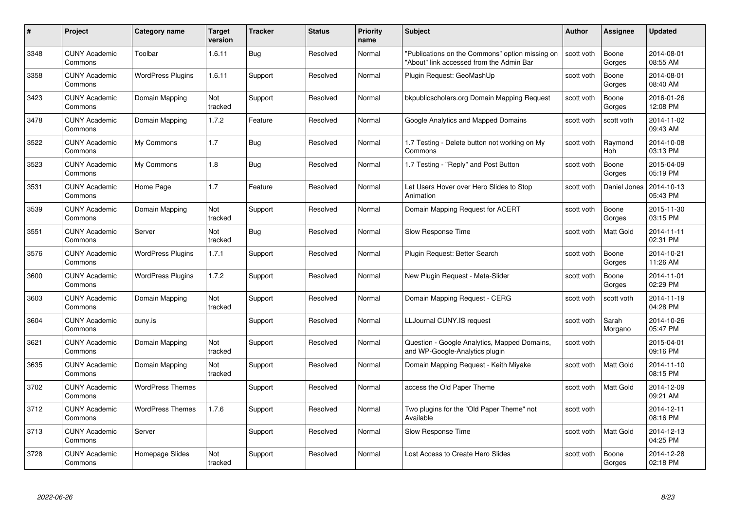| # | Project | Category name | Target version | Tracker | Status | Priority name | Subject | Author | Assignee | Updated |
|---|---|---|---|---|---|---|---|---|---|---|
| 3348 | CUNY Academic Commons | Toolbar | 1.6.11 | Bug | Resolved | Normal | "Publications on the Commons" option missing on "About" link accessed from the Admin Bar | scott voth | Boone Gorges | 2014-08-01 08:55 AM |
| 3358 | CUNY Academic Commons | WordPress Plugins | 1.6.11 | Support | Resolved | Normal | Plugin Request: GeoMashUp | scott voth | Boone Gorges | 2014-08-01 08:40 AM |
| 3423 | CUNY Academic Commons | Domain Mapping | Not tracked | Support | Resolved | Normal | bkpublicscholars.org Domain Mapping Request | scott voth | Boone Gorges | 2016-01-26 12:08 PM |
| 3478 | CUNY Academic Commons | Domain Mapping | 1.7.2 | Feature | Resolved | Normal | Google Analytics and Mapped Domains | scott voth | scott voth | 2014-11-02 09:43 AM |
| 3522 | CUNY Academic Commons | My Commons | 1.7 | Bug | Resolved | Normal | 1.7 Testing - Delete button not working on My Commons | scott voth | Raymond Hoh | 2014-10-08 03:13 PM |
| 3523 | CUNY Academic Commons | My Commons | 1.8 | Bug | Resolved | Normal | 1.7 Testing - "Reply" and Post Button | scott voth | Boone Gorges | 2015-04-09 05:19 PM |
| 3531 | CUNY Academic Commons | Home Page | 1.7 | Feature | Resolved | Normal | Let Users Hover over Hero Slides to Stop Animation | scott voth | Daniel Jones | 2014-10-13 05:43 PM |
| 3539 | CUNY Academic Commons | Domain Mapping | Not tracked | Support | Resolved | Normal | Domain Mapping Request for ACERT | scott voth | Boone Gorges | 2015-11-30 03:15 PM |
| 3551 | CUNY Academic Commons | Server | Not tracked | Bug | Resolved | Normal | Slow Response Time | scott voth | Matt Gold | 2014-11-11 02:31 PM |
| 3576 | CUNY Academic Commons | WordPress Plugins | 1.7.1 | Support | Resolved | Normal | Plugin Request: Better Search | scott voth | Boone Gorges | 2014-10-21 11:26 AM |
| 3600 | CUNY Academic Commons | WordPress Plugins | 1.7.2 | Support | Resolved | Normal | New Plugin Request - Meta-Slider | scott voth | Boone Gorges | 2014-11-01 02:29 PM |
| 3603 | CUNY Academic Commons | Domain Mapping | Not tracked | Support | Resolved | Normal | Domain Mapping Request - CERG | scott voth | scott voth | 2014-11-19 04:28 PM |
| 3604 | CUNY Academic Commons | cuny.is | | Support | Resolved | Normal | LLJournal CUNY.IS request | scott voth | Sarah Morgano | 2014-10-26 05:47 PM |
| 3621 | CUNY Academic Commons | Domain Mapping | Not tracked | Support | Resolved | Normal | Question - Google Analytics, Mapped Domains, and WP-Google-Analytics plugin | scott voth | | 2015-04-01 09:16 PM |
| 3635 | CUNY Academic Commons | Domain Mapping | Not tracked | Support | Resolved | Normal | Domain Mapping Request - Keith Miyake | scott voth | Matt Gold | 2014-11-10 08:15 PM |
| 3702 | CUNY Academic Commons | WordPress Themes | | Support | Resolved | Normal | access the Old Paper Theme | scott voth | Matt Gold | 2014-12-09 09:21 AM |
| 3712 | CUNY Academic Commons | WordPress Themes | 1.7.6 | Support | Resolved | Normal | Two plugins for the "Old Paper Theme" not Available | scott voth | | 2014-12-11 08:16 PM |
| 3713 | CUNY Academic Commons | Server | | Support | Resolved | Normal | Slow Response Time | scott voth | Matt Gold | 2014-12-13 04:25 PM |
| 3728 | CUNY Academic Commons | Homepage Slides | Not tracked | Support | Resolved | Normal | Lost Access to Create Hero Slides | scott voth | Boone Gorges | 2014-12-28 02:18 PM |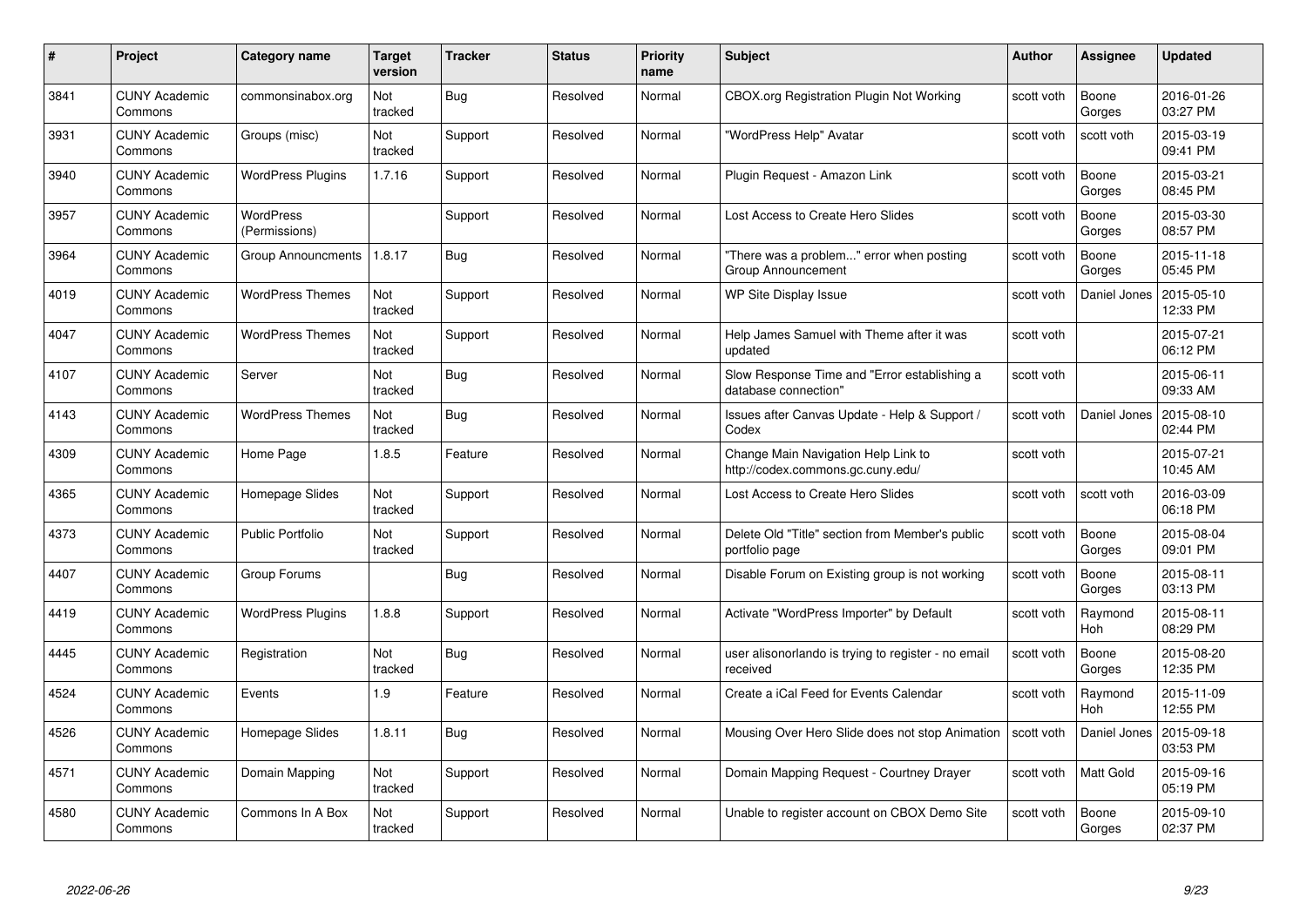| # | Project | Category name | Target version | Tracker | Status | Priority name | Subject | Author | Assignee | Updated |
|---|---|---|---|---|---|---|---|---|---|---|
| 3841 | CUNY Academic Commons | commonsinabox.org | Not tracked | Bug | Resolved | Normal | CBOX.org Registration Plugin Not Working | scott voth | Boone Gorges | 2016-01-26 03:27 PM |
| 3931 | CUNY Academic Commons | Groups (misc) | Not tracked | Support | Resolved | Normal | "WordPress Help" Avatar | scott voth | scott voth | 2015-03-19 09:41 PM |
| 3940 | CUNY Academic Commons | WordPress Plugins | 1.7.16 | Support | Resolved | Normal | Plugin Request - Amazon Link | scott voth | Boone Gorges | 2015-03-21 08:45 PM |
| 3957 | CUNY Academic Commons | WordPress (Permissions) | | Support | Resolved | Normal | Lost Access to Create Hero Slides | scott voth | Boone Gorges | 2015-03-30 08:57 PM |
| 3964 | CUNY Academic Commons | Group Announcments | 1.8.17 | Bug | Resolved | Normal | "There was a problem..." error when posting Group Announcement | scott voth | Boone Gorges | 2015-11-18 05:45 PM |
| 4019 | CUNY Academic Commons | WordPress Themes | Not tracked | Support | Resolved | Normal | WP Site Display Issue | scott voth | Daniel Jones | 2015-05-10 12:33 PM |
| 4047 | CUNY Academic Commons | WordPress Themes | Not tracked | Support | Resolved | Normal | Help James Samuel with Theme after it was updated | scott voth | | 2015-07-21 06:12 PM |
| 4107 | CUNY Academic Commons | Server | Not tracked | Bug | Resolved | Normal | Slow Response Time and "Error establishing a database connection" | scott voth | | 2015-06-11 09:33 AM |
| 4143 | CUNY Academic Commons | WordPress Themes | Not tracked | Bug | Resolved | Normal | Issues after Canvas Update - Help & Support / Codex | scott voth | Daniel Jones | 2015-08-10 02:44 PM |
| 4309 | CUNY Academic Commons | Home Page | 1.8.5 | Feature | Resolved | Normal | Change Main Navigation Help Link to http://codex.commons.gc.cuny.edu/ | scott voth | | 2015-07-21 10:45 AM |
| 4365 | CUNY Academic Commons | Homepage Slides | Not tracked | Support | Resolved | Normal | Lost Access to Create Hero Slides | scott voth | scott voth | 2016-03-09 06:18 PM |
| 4373 | CUNY Academic Commons | Public Portfolio | Not tracked | Support | Resolved | Normal | Delete Old "Title" section from Member's public portfolio page | scott voth | Boone Gorges | 2015-08-04 09:01 PM |
| 4407 | CUNY Academic Commons | Group Forums | | Bug | Resolved | Normal | Disable Forum on Existing group is not working | scott voth | Boone Gorges | 2015-08-11 03:13 PM |
| 4419 | CUNY Academic Commons | WordPress Plugins | 1.8.8 | Support | Resolved | Normal | Activate "WordPress Importer" by Default | scott voth | Raymond Hoh | 2015-08-11 08:29 PM |
| 4445 | CUNY Academic Commons | Registration | Not tracked | Bug | Resolved | Normal | user alisonorlando is trying to register - no email received | scott voth | Boone Gorges | 2015-08-20 12:35 PM |
| 4524 | CUNY Academic Commons | Events | 1.9 | Feature | Resolved | Normal | Create a iCal Feed for Events Calendar | scott voth | Raymond Hoh | 2015-11-09 12:55 PM |
| 4526 | CUNY Academic Commons | Homepage Slides | 1.8.11 | Bug | Resolved | Normal | Mousing Over Hero Slide does not stop Animation | scott voth | Daniel Jones | 2015-09-18 03:53 PM |
| 4571 | CUNY Academic Commons | Domain Mapping | Not tracked | Support | Resolved | Normal | Domain Mapping Request - Courtney Drayer | scott voth | Matt Gold | 2015-09-16 05:19 PM |
| 4580 | CUNY Academic Commons | Commons In A Box | Not tracked | Support | Resolved | Normal | Unable to register account on CBOX Demo Site | scott voth | Boone Gorges | 2015-09-10 02:37 PM |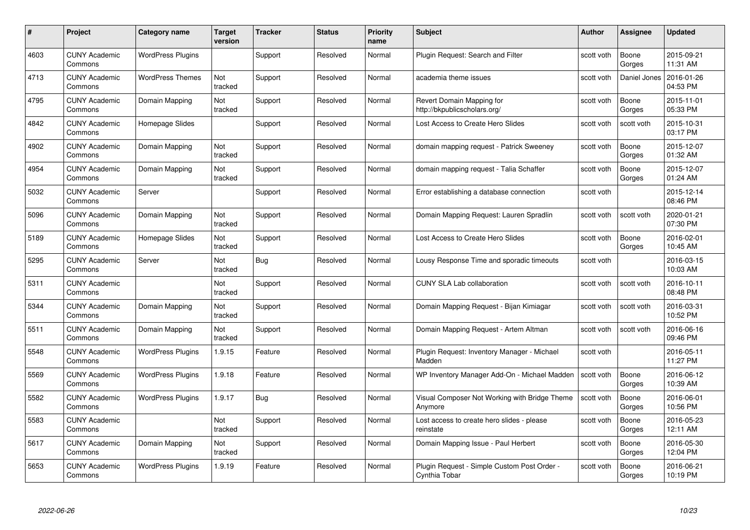| # | Project | Category name | Target version | Tracker | Status | Priority name | Subject | Author | Assignee | Updated |
|---|---|---|---|---|---|---|---|---|---|---|
| 4603 | CUNY Academic Commons | WordPress Plugins | | Support | Resolved | Normal | Plugin Request: Search and Filter | scott voth | Boone Gorges | 2015-09-21 11:31 AM |
| 4713 | CUNY Academic Commons | WordPress Themes | Not tracked | Support | Resolved | Normal | academia theme issues | scott voth | Daniel Jones | 2016-01-26 04:53 PM |
| 4795 | CUNY Academic Commons | Domain Mapping | Not tracked | Support | Resolved | Normal | Revert Domain Mapping for http://bkpublicscholars.org/ | scott voth | Boone Gorges | 2015-11-01 05:33 PM |
| 4842 | CUNY Academic Commons | Homepage Slides | | Support | Resolved | Normal | Lost Access to Create Hero Slides | scott voth | scott voth | 2015-10-31 03:17 PM |
| 4902 | CUNY Academic Commons | Domain Mapping | Not tracked | Support | Resolved | Normal | domain mapping request - Patrick Sweeney | scott voth | Boone Gorges | 2015-12-07 01:32 AM |
| 4954 | CUNY Academic Commons | Domain Mapping | Not tracked | Support | Resolved | Normal | domain mapping request - Talia Schaffer | scott voth | Boone Gorges | 2015-12-07 01:24 AM |
| 5032 | CUNY Academic Commons | Server | | Support | Resolved | Normal | Error establishing a database connection | scott voth | | 2015-12-14 08:46 PM |
| 5096 | CUNY Academic Commons | Domain Mapping | Not tracked | Support | Resolved | Normal | Domain Mapping Request: Lauren Spradlin | scott voth | scott voth | 2020-01-21 07:30 PM |
| 5189 | CUNY Academic Commons | Homepage Slides | Not tracked | Support | Resolved | Normal | Lost Access to Create Hero Slides | scott voth | Boone Gorges | 2016-02-01 10:45 AM |
| 5295 | CUNY Academic Commons | Server | Not tracked | Bug | Resolved | Normal | Lousy Response Time and sporadic timeouts | scott voth | | 2016-03-15 10:03 AM |
| 5311 | CUNY Academic Commons | | Not tracked | Support | Resolved | Normal | CUNY SLA Lab collaboration | scott voth | scott voth | 2016-10-11 08:48 PM |
| 5344 | CUNY Academic Commons | Domain Mapping | Not tracked | Support | Resolved | Normal | Domain Mapping Request - Bijan Kimiagar | scott voth | scott voth | 2016-03-31 10:52 PM |
| 5511 | CUNY Academic Commons | Domain Mapping | Not tracked | Support | Resolved | Normal | Domain Mapping Request - Artem Altman | scott voth | scott voth | 2016-06-16 09:46 PM |
| 5548 | CUNY Academic Commons | WordPress Plugins | 1.9.15 | Feature | Resolved | Normal | Plugin Request: Inventory Manager - Michael Madden | scott voth | | 2016-05-11 11:27 PM |
| 5569 | CUNY Academic Commons | WordPress Plugins | 1.9.18 | Feature | Resolved | Normal | WP Inventory Manager Add-On - Michael Madden | scott voth | Boone Gorges | 2016-06-12 10:39 AM |
| 5582 | CUNY Academic Commons | WordPress Plugins | 1.9.17 | Bug | Resolved | Normal | Visual Composer Not Working with Bridge Theme Anymore | scott voth | Boone Gorges | 2016-06-01 10:56 PM |
| 5583 | CUNY Academic Commons | | Not tracked | Support | Resolved | Normal | Lost access to create hero slides - please reinstate | scott voth | Boone Gorges | 2016-05-23 12:11 AM |
| 5617 | CUNY Academic Commons | Domain Mapping | Not tracked | Support | Resolved | Normal | Domain Mapping Issue - Paul Herbert | scott voth | Boone Gorges | 2016-05-30 12:04 PM |
| 5653 | CUNY Academic Commons | WordPress Plugins | 1.9.19 | Feature | Resolved | Normal | Plugin Request - Simple Custom Post Order - Cynthia Tobar | scott voth | Boone Gorges | 2016-06-21 10:19 PM |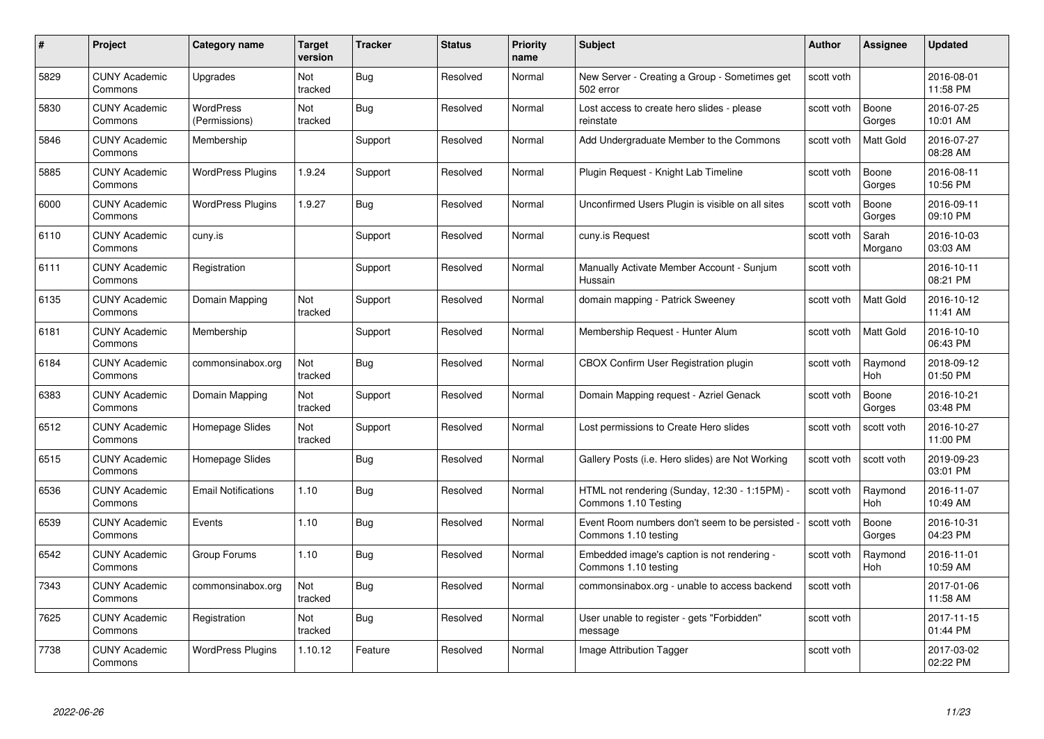| # | Project | Category name | Target version | Tracker | Status | Priority name | Subject | Author | Assignee | Updated |
|---|---|---|---|---|---|---|---|---|---|---|
| 5829 | CUNY Academic Commons | Upgrades | Not tracked | Bug | Resolved | Normal | New Server - Creating a Group - Sometimes get 502 error | scott voth | | 2016-08-01 11:58 PM |
| 5830 | CUNY Academic Commons | WordPress (Permissions) | Not tracked | Bug | Resolved | Normal | Lost access to create hero slides - please reinstate | scott voth | Boone Gorges | 2016-07-25 10:01 AM |
| 5846 | CUNY Academic Commons | Membership | | Support | Resolved | Normal | Add Undergraduate Member to the Commons | scott voth | Matt Gold | 2016-07-27 08:28 AM |
| 5885 | CUNY Academic Commons | WordPress Plugins | 1.9.24 | Support | Resolved | Normal | Plugin Request - Knight Lab Timeline | scott voth | Boone Gorges | 2016-08-11 10:56 PM |
| 6000 | CUNY Academic Commons | WordPress Plugins | 1.9.27 | Bug | Resolved | Normal | Unconfirmed Users Plugin is visible on all sites | scott voth | Boone Gorges | 2016-09-11 09:10 PM |
| 6110 | CUNY Academic Commons | cuny.is | | Support | Resolved | Normal | cuny.is Request | scott voth | Sarah Morgano | 2016-10-03 03:03 AM |
| 6111 | CUNY Academic Commons | Registration | | Support | Resolved | Normal | Manually Activate Member Account - Sunjum Hussain | scott voth | | 2016-10-11 08:21 PM |
| 6135 | CUNY Academic Commons | Domain Mapping | Not tracked | Support | Resolved | Normal | domain mapping - Patrick Sweeney | scott voth | Matt Gold | 2016-10-12 11:41 AM |
| 6181 | CUNY Academic Commons | Membership | | Support | Resolved | Normal | Membership Request - Hunter Alum | scott voth | Matt Gold | 2016-10-10 06:43 PM |
| 6184 | CUNY Academic Commons | commonsinabox.org | Not tracked | Bug | Resolved | Normal | CBOX Confirm User Registration plugin | scott voth | Raymond Hoh | 2018-09-12 01:50 PM |
| 6383 | CUNY Academic Commons | Domain Mapping | Not tracked | Support | Resolved | Normal | Domain Mapping request - Azriel Genack | scott voth | Boone Gorges | 2016-10-21 03:48 PM |
| 6512 | CUNY Academic Commons | Homepage Slides | Not tracked | Support | Resolved | Normal | Lost permissions to Create Hero slides | scott voth | scott voth | 2016-10-27 11:00 PM |
| 6515 | CUNY Academic Commons | Homepage Slides | | Bug | Resolved | Normal | Gallery Posts (i.e. Hero slides) are Not Working | scott voth | scott voth | 2019-09-23 03:01 PM |
| 6536 | CUNY Academic Commons | Email Notifications | 1.10 | Bug | Resolved | Normal | HTML not rendering (Sunday, 12:30 - 1:15PM) - Commons 1.10 Testing | scott voth | Raymond Hoh | 2016-11-07 10:49 AM |
| 6539 | CUNY Academic Commons | Events | 1.10 | Bug | Resolved | Normal | Event Room numbers don't seem to be persisted - Commons 1.10 testing | scott voth | Boone Gorges | 2016-10-31 04:23 PM |
| 6542 | CUNY Academic Commons | Group Forums | 1.10 | Bug | Resolved | Normal | Embedded image's caption is not rendering - Commons 1.10 testing | scott voth | Raymond Hoh | 2016-11-01 10:59 AM |
| 7343 | CUNY Academic Commons | commonsinabox.org | Not tracked | Bug | Resolved | Normal | commonsinabox.org - unable to access backend | scott voth | | 2017-01-06 11:58 AM |
| 7625 | CUNY Academic Commons | Registration | Not tracked | Bug | Resolved | Normal | User unable to register - gets "Forbidden" message | scott voth | | 2017-11-15 01:44 PM |
| 7738 | CUNY Academic Commons | WordPress Plugins | 1.10.12 | Feature | Resolved | Normal | Image Attribution Tagger | scott voth | | 2017-03-02 02:22 PM |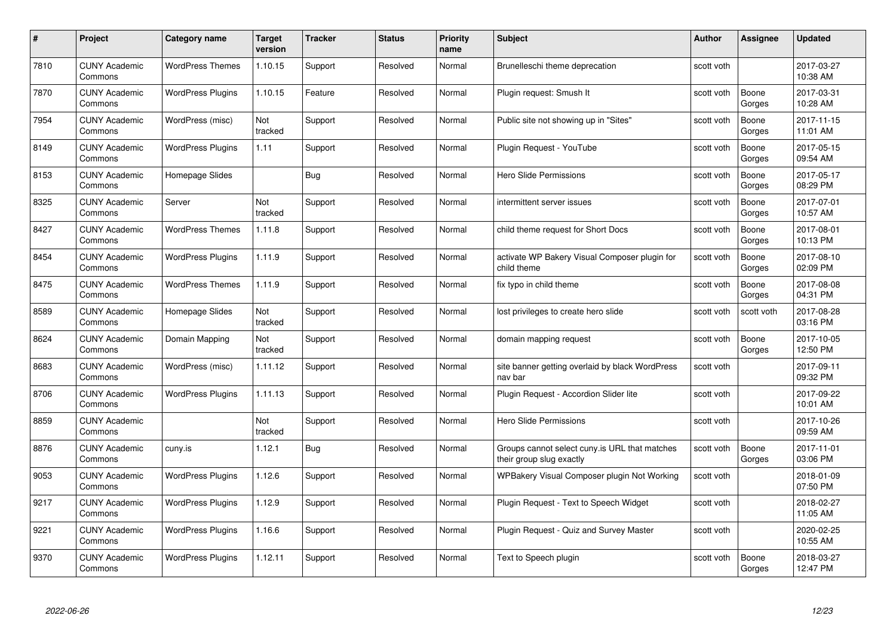| # | Project | Category name | Target version | Tracker | Status | Priority name | Subject | Author | Assignee | Updated |
|---|---|---|---|---|---|---|---|---|---|---|
| 7810 | CUNY Academic Commons | WordPress Themes | 1.10.15 | Support | Resolved | Normal | Brunelleschi theme deprecation | scott voth | | 2017-03-27 10:38 AM |
| 7870 | CUNY Academic Commons | WordPress Plugins | 1.10.15 | Feature | Resolved | Normal | Plugin request: Smush It | scott voth | Boone Gorges | 2017-03-31 10:28 AM |
| 7954 | CUNY Academic Commons | WordPress (misc) | Not tracked | Support | Resolved | Normal | Public site not showing up in "Sites" | scott voth | Boone Gorges | 2017-11-15 11:01 AM |
| 8149 | CUNY Academic Commons | WordPress Plugins | 1.11 | Support | Resolved | Normal | Plugin Request - YouTube | scott voth | Boone Gorges | 2017-05-15 09:54 AM |
| 8153 | CUNY Academic Commons | Homepage Slides | | Bug | Resolved | Normal | Hero Slide Permissions | scott voth | Boone Gorges | 2017-05-17 08:29 PM |
| 8325 | CUNY Academic Commons | Server | Not tracked | Support | Resolved | Normal | intermittent server issues | scott voth | Boone Gorges | 2017-07-01 10:57 AM |
| 8427 | CUNY Academic Commons | WordPress Themes | 1.11.8 | Support | Resolved | Normal | child theme request for Short Docs | scott voth | Boone Gorges | 2017-08-01 10:13 PM |
| 8454 | CUNY Academic Commons | WordPress Plugins | 1.11.9 | Support | Resolved | Normal | activate WP Bakery Visual Composer plugin for child theme | scott voth | Boone Gorges | 2017-08-10 02:09 PM |
| 8475 | CUNY Academic Commons | WordPress Themes | 1.11.9 | Support | Resolved | Normal | fix typo in child theme | scott voth | Boone Gorges | 2017-08-08 04:31 PM |
| 8589 | CUNY Academic Commons | Homepage Slides | Not tracked | Support | Resolved | Normal | lost privileges to create hero slide | scott voth | scott voth | 2017-08-28 03:16 PM |
| 8624 | CUNY Academic Commons | Domain Mapping | Not tracked | Support | Resolved | Normal | domain mapping request | scott voth | Boone Gorges | 2017-10-05 12:50 PM |
| 8683 | CUNY Academic Commons | WordPress (misc) | 1.11.12 | Support | Resolved | Normal | site banner getting overlaid by black WordPress nav bar | scott voth | | 2017-09-11 09:32 PM |
| 8706 | CUNY Academic Commons | WordPress Plugins | 1.11.13 | Support | Resolved | Normal | Plugin Request - Accordion Slider lite | scott voth | | 2017-09-22 10:01 AM |
| 8859 | CUNY Academic Commons | | Not tracked | Support | Resolved | Normal | Hero Slide Permissions | scott voth | | 2017-10-26 09:59 AM |
| 8876 | CUNY Academic Commons | cuny.is | 1.12.1 | Bug | Resolved | Normal | Groups cannot select cuny.is URL that matches their group slug exactly | scott voth | Boone Gorges | 2017-11-01 03:06 PM |
| 9053 | CUNY Academic Commons | WordPress Plugins | 1.12.6 | Support | Resolved | Normal | WPBakery Visual Composer plugin Not Working | scott voth | | 2018-01-09 07:50 PM |
| 9217 | CUNY Academic Commons | WordPress Plugins | 1.12.9 | Support | Resolved | Normal | Plugin Request - Text to Speech Widget | scott voth | | 2018-02-27 11:05 AM |
| 9221 | CUNY Academic Commons | WordPress Plugins | 1.16.6 | Support | Resolved | Normal | Plugin Request - Quiz and Survey Master | scott voth | | 2020-02-25 10:55 AM |
| 9370 | CUNY Academic Commons | WordPress Plugins | 1.12.11 | Support | Resolved | Normal | Text to Speech plugin | scott voth | Boone Gorges | 2018-03-27 12:47 PM |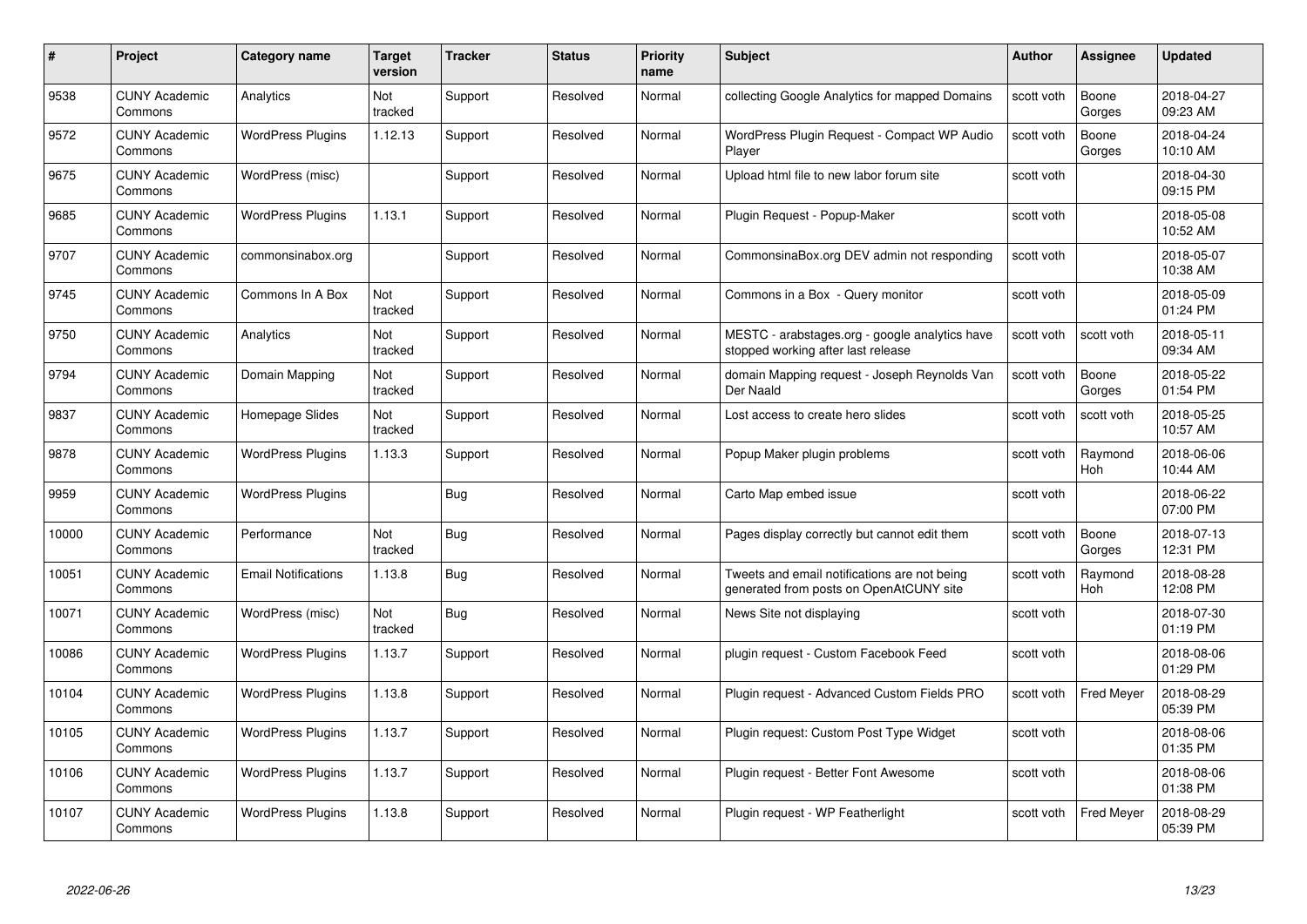| # | Project | Category name | Target version | Tracker | Status | Priority name | Subject | Author | Assignee | Updated |
|---|---|---|---|---|---|---|---|---|---|---|
| 9538 | CUNY Academic Commons | Analytics | Not tracked | Support | Resolved | Normal | collecting Google Analytics for mapped Domains | scott voth | Boone Gorges | 2018-04-27 09:23 AM |
| 9572 | CUNY Academic Commons | WordPress Plugins | 1.12.13 | Support | Resolved | Normal | WordPress Plugin Request - Compact WP Audio Player | scott voth | Boone Gorges | 2018-04-24 10:10 AM |
| 9675 | CUNY Academic Commons | WordPress (misc) | | Support | Resolved | Normal | Upload html file to new labor forum site | scott voth | | 2018-04-30 09:15 PM |
| 9685 | CUNY Academic Commons | WordPress Plugins | 1.13.1 | Support | Resolved | Normal | Plugin Request - Popup-Maker | scott voth | | 2018-05-08 10:52 AM |
| 9707 | CUNY Academic Commons | commonsinabox.org | | Support | Resolved | Normal | CommonsinaBox.org DEV admin not responding | scott voth | | 2018-05-07 10:38 AM |
| 9745 | CUNY Academic Commons | Commons In A Box | Not tracked | Support | Resolved | Normal | Commons in a Box - Query monitor | scott voth | | 2018-05-09 01:24 PM |
| 9750 | CUNY Academic Commons | Analytics | Not tracked | Support | Resolved | Normal | MESTC - arabstages.org - google analytics have stopped working after last release | scott voth | scott voth | 2018-05-11 09:34 AM |
| 9794 | CUNY Academic Commons | Domain Mapping | Not tracked | Support | Resolved | Normal | domain Mapping request - Joseph Reynolds Van Der Naald | scott voth | Boone Gorges | 2018-05-22 01:54 PM |
| 9837 | CUNY Academic Commons | Homepage Slides | Not tracked | Support | Resolved | Normal | Lost access to create hero slides | scott voth | scott voth | 2018-05-25 10:57 AM |
| 9878 | CUNY Academic Commons | WordPress Plugins | 1.13.3 | Support | Resolved | Normal | Popup Maker plugin problems | scott voth | Raymond Hoh | 2018-06-06 10:44 AM |
| 9959 | CUNY Academic Commons | WordPress Plugins | | Bug | Resolved | Normal | Carto Map embed issue | scott voth | | 2018-06-22 07:00 PM |
| 10000 | CUNY Academic Commons | Performance | Not tracked | Bug | Resolved | Normal | Pages display correctly but cannot edit them | scott voth | Boone Gorges | 2018-07-13 12:31 PM |
| 10051 | CUNY Academic Commons | Email Notifications | 1.13.8 | Bug | Resolved | Normal | Tweets and email notifications are not being generated from posts on OpenAtCUNY site | scott voth | Raymond Hoh | 2018-08-28 12:08 PM |
| 10071 | CUNY Academic Commons | WordPress (misc) | Not tracked | Bug | Resolved | Normal | News Site not displaying | scott voth | | 2018-07-30 01:19 PM |
| 10086 | CUNY Academic Commons | WordPress Plugins | 1.13.7 | Support | Resolved | Normal | plugin request - Custom Facebook Feed | scott voth | | 2018-08-06 01:29 PM |
| 10104 | CUNY Academic Commons | WordPress Plugins | 1.13.8 | Support | Resolved | Normal | Plugin request - Advanced Custom Fields PRO | scott voth | Fred Meyer | 2018-08-29 05:39 PM |
| 10105 | CUNY Academic Commons | WordPress Plugins | 1.13.7 | Support | Resolved | Normal | Plugin request: Custom Post Type Widget | scott voth | | 2018-08-06 01:35 PM |
| 10106 | CUNY Academic Commons | WordPress Plugins | 1.13.7 | Support | Resolved | Normal | Plugin request - Better Font Awesome | scott voth | | 2018-08-06 01:38 PM |
| 10107 | CUNY Academic Commons | WordPress Plugins | 1.13.8 | Support | Resolved | Normal | Plugin request - WP Featherlight | scott voth | Fred Meyer | 2018-08-29 05:39 PM |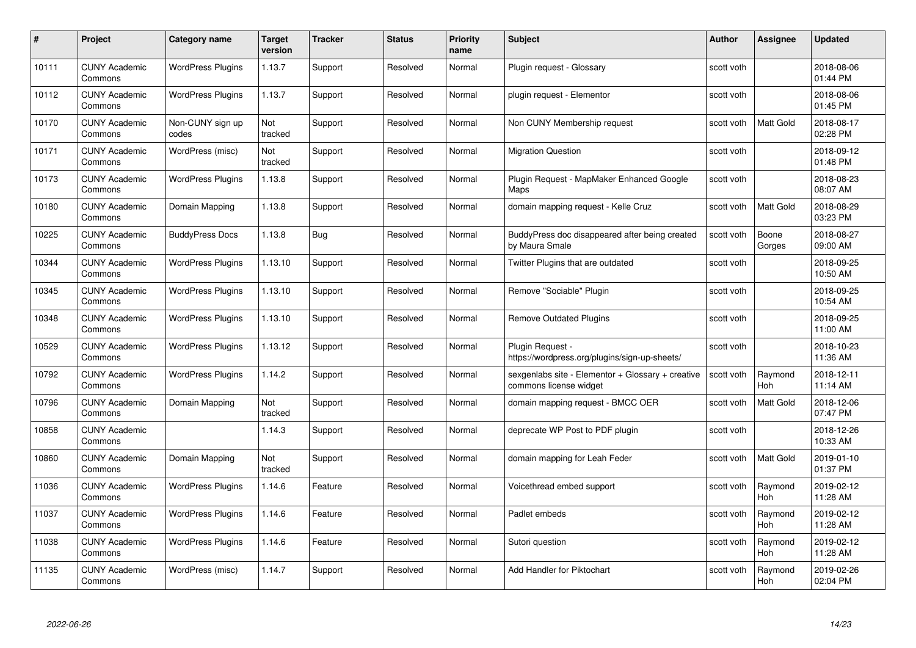| # | Project | Category name | Target version | Tracker | Status | Priority name | Subject | Author | Assignee | Updated |
|---|---|---|---|---|---|---|---|---|---|---|
| 10111 | CUNY Academic Commons | WordPress Plugins | 1.13.7 | Support | Resolved | Normal | Plugin request - Glossary | scott voth | | 2018-08-06 01:44 PM |
| 10112 | CUNY Academic Commons | WordPress Plugins | 1.13.7 | Support | Resolved | Normal | plugin request - Elementor | scott voth | | 2018-08-06 01:45 PM |
| 10170 | CUNY Academic Commons | Non-CUNY sign up codes | Not tracked | Support | Resolved | Normal | Non CUNY Membership request | scott voth | Matt Gold | 2018-08-17 02:28 PM |
| 10171 | CUNY Academic Commons | WordPress (misc) | Not tracked | Support | Resolved | Normal | Migration Question | scott voth | | 2018-09-12 01:48 PM |
| 10173 | CUNY Academic Commons | WordPress Plugins | 1.13.8 | Support | Resolved | Normal | Plugin Request - MapMaker Enhanced Google Maps | scott voth | | 2018-08-23 08:07 AM |
| 10180 | CUNY Academic Commons | Domain Mapping | 1.13.8 | Support | Resolved | Normal | domain mapping request - Kelle Cruz | scott voth | Matt Gold | 2018-08-29 03:23 PM |
| 10225 | CUNY Academic Commons | BuddyPress Docs | 1.13.8 | Bug | Resolved | Normal | BuddyPress doc disappeared after being created by Maura Smale | scott voth | Boone Gorges | 2018-08-27 09:00 AM |
| 10344 | CUNY Academic Commons | WordPress Plugins | 1.13.10 | Support | Resolved | Normal | Twitter Plugins that are outdated | scott voth | | 2018-09-25 10:50 AM |
| 10345 | CUNY Academic Commons | WordPress Plugins | 1.13.10 | Support | Resolved | Normal | Remove "Sociable" Plugin | scott voth | | 2018-09-25 10:54 AM |
| 10348 | CUNY Academic Commons | WordPress Plugins | 1.13.10 | Support | Resolved | Normal | Remove Outdated Plugins | scott voth | | 2018-09-25 11:00 AM |
| 10529 | CUNY Academic Commons | WordPress Plugins | 1.13.12 | Support | Resolved | Normal | Plugin Request - https://wordpress.org/plugins/sign-up-sheets/ | scott voth | | 2018-10-23 11:36 AM |
| 10792 | CUNY Academic Commons | WordPress Plugins | 1.14.2 | Support | Resolved | Normal | sexgenlabs site - Elementor + Glossary + creative commons license widget | scott voth | Raymond Hoh | 2018-12-11 11:14 AM |
| 10796 | CUNY Academic Commons | Domain Mapping | Not tracked | Support | Resolved | Normal | domain mapping request - BMCC OER | scott voth | Matt Gold | 2018-12-06 07:47 PM |
| 10858 | CUNY Academic Commons | | 1.14.3 | Support | Resolved | Normal | deprecate WP Post to PDF plugin | scott voth | | 2018-12-26 10:33 AM |
| 10860 | CUNY Academic Commons | Domain Mapping | Not tracked | Support | Resolved | Normal | domain mapping for Leah Feder | scott voth | Matt Gold | 2019-01-10 01:37 PM |
| 11036 | CUNY Academic Commons | WordPress Plugins | 1.14.6 | Feature | Resolved | Normal | Voicethread embed support | scott voth | Raymond Hoh | 2019-02-12 11:28 AM |
| 11037 | CUNY Academic Commons | WordPress Plugins | 1.14.6 | Feature | Resolved | Normal | Padlet embeds | scott voth | Raymond Hoh | 2019-02-12 11:28 AM |
| 11038 | CUNY Academic Commons | WordPress Plugins | 1.14.6 | Feature | Resolved | Normal | Sutori question | scott voth | Raymond Hoh | 2019-02-12 11:28 AM |
| 11135 | CUNY Academic Commons | WordPress (misc) | 1.14.7 | Support | Resolved | Normal | Add Handler for Piktochart | scott voth | Raymond Hoh | 2019-02-26 02:04 PM |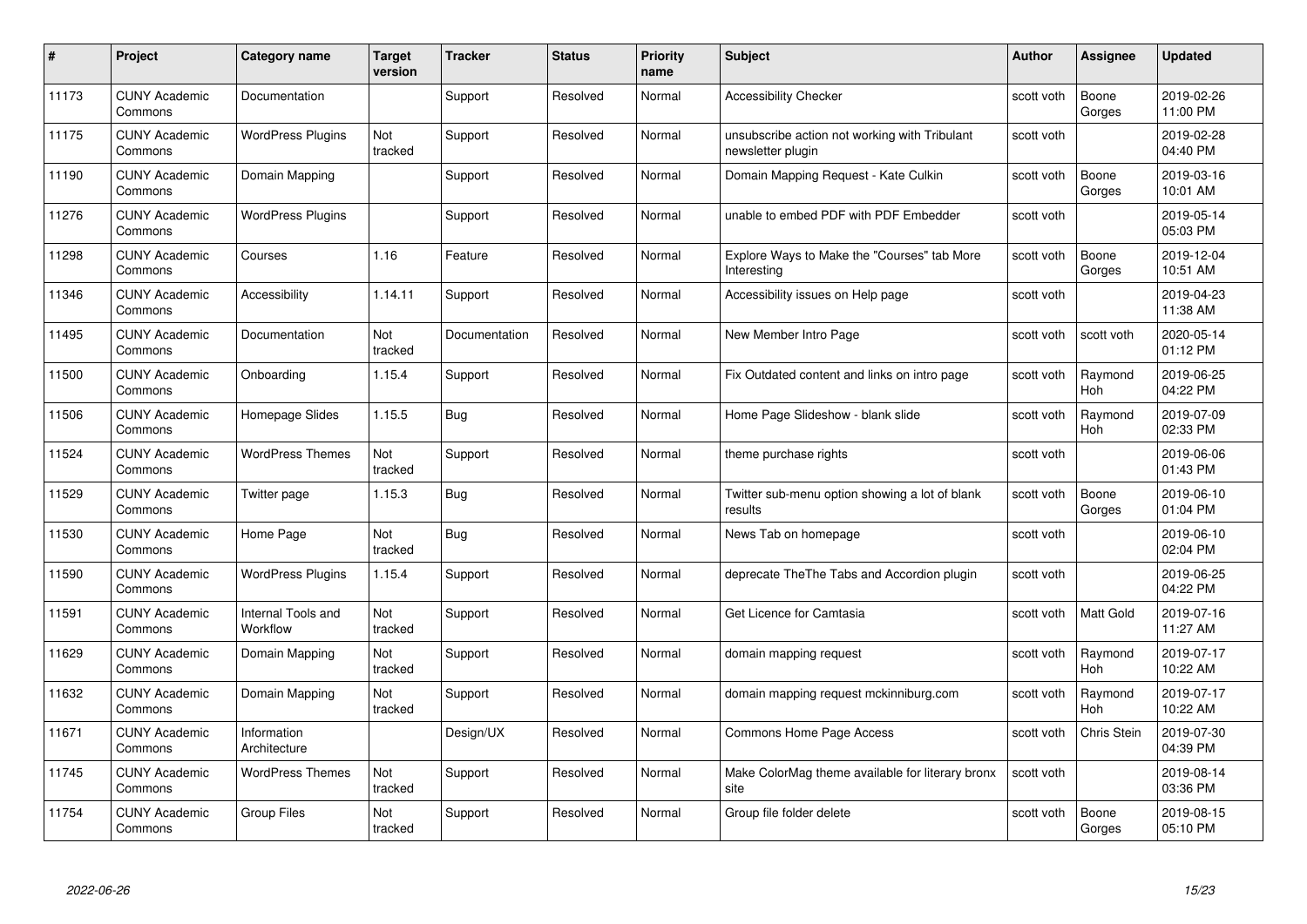| # | Project | Category name | Target version | Tracker | Status | Priority name | Subject | Author | Assignee | Updated |
|---|---|---|---|---|---|---|---|---|---|---|
| 11173 | CUNY Academic Commons | Documentation | | Support | Resolved | Normal | Accessibility Checker | scott voth | Boone Gorges | 2019-02-26 11:00 PM |
| 11175 | CUNY Academic Commons | WordPress Plugins | Not tracked | Support | Resolved | Normal | unsubscribe action not working with Tribulant newsletter plugin | scott voth | | 2019-02-28 04:40 PM |
| 11190 | CUNY Academic Commons | Domain Mapping | | Support | Resolved | Normal | Domain Mapping Request - Kate Culkin | scott voth | Boone Gorges | 2019-03-16 10:01 AM |
| 11276 | CUNY Academic Commons | WordPress Plugins | | Support | Resolved | Normal | unable to embed PDF with PDF Embedder | scott voth | | 2019-05-14 05:03 PM |
| 11298 | CUNY Academic Commons | Courses | 1.16 | Feature | Resolved | Normal | Explore Ways to Make the "Courses" tab More Interesting | scott voth | Boone Gorges | 2019-12-04 10:51 AM |
| 11346 | CUNY Academic Commons | Accessibility | 1.14.11 | Support | Resolved | Normal | Accessibility issues on Help page | scott voth | | 2019-04-23 11:38 AM |
| 11495 | CUNY Academic Commons | Documentation | Not tracked | Documentation | Resolved | Normal | New Member Intro Page | scott voth | scott voth | 2020-05-14 01:12 PM |
| 11500 | CUNY Academic Commons | Onboarding | 1.15.4 | Support | Resolved | Normal | Fix Outdated content and links on intro page | scott voth | Raymond Hoh | 2019-06-25 04:22 PM |
| 11506 | CUNY Academic Commons | Homepage Slides | 1.15.5 | Bug | Resolved | Normal | Home Page Slideshow - blank slide | scott voth | Raymond Hoh | 2019-07-09 02:33 PM |
| 11524 | CUNY Academic Commons | WordPress Themes | Not tracked | Support | Resolved | Normal | theme purchase rights | scott voth | | 2019-06-06 01:43 PM |
| 11529 | CUNY Academic Commons | Twitter page | 1.15.3 | Bug | Resolved | Normal | Twitter sub-menu option showing a lot of blank results | scott voth | Boone Gorges | 2019-06-10 01:04 PM |
| 11530 | CUNY Academic Commons | Home Page | Not tracked | Bug | Resolved | Normal | News Tab on homepage | scott voth | | 2019-06-10 02:04 PM |
| 11590 | CUNY Academic Commons | WordPress Plugins | 1.15.4 | Support | Resolved | Normal | deprecate TheThe Tabs and Accordion plugin | scott voth | | 2019-06-25 04:22 PM |
| 11591 | CUNY Academic Commons | Internal Tools and Workflow | Not tracked | Support | Resolved | Normal | Get Licence for Camtasia | scott voth | Matt Gold | 2019-07-16 11:27 AM |
| 11629 | CUNY Academic Commons | Domain Mapping | Not tracked | Support | Resolved | Normal | domain mapping request | scott voth | Raymond Hoh | 2019-07-17 10:22 AM |
| 11632 | CUNY Academic Commons | Domain Mapping | Not tracked | Support | Resolved | Normal | domain mapping request mckinniburg.com | scott voth | Raymond Hoh | 2019-07-17 10:22 AM |
| 11671 | CUNY Academic Commons | Information Architecture | | Design/UX | Resolved | Normal | Commons Home Page Access | scott voth | Chris Stein | 2019-07-30 04:39 PM |
| 11745 | CUNY Academic Commons | WordPress Themes | Not tracked | Support | Resolved | Normal | Make ColorMag theme available for literary bronx site | scott voth | | 2019-08-14 03:36 PM |
| 11754 | CUNY Academic Commons | Group Files | Not tracked | Support | Resolved | Normal | Group file folder delete | scott voth | Boone Gorges | 2019-08-15 05:10 PM |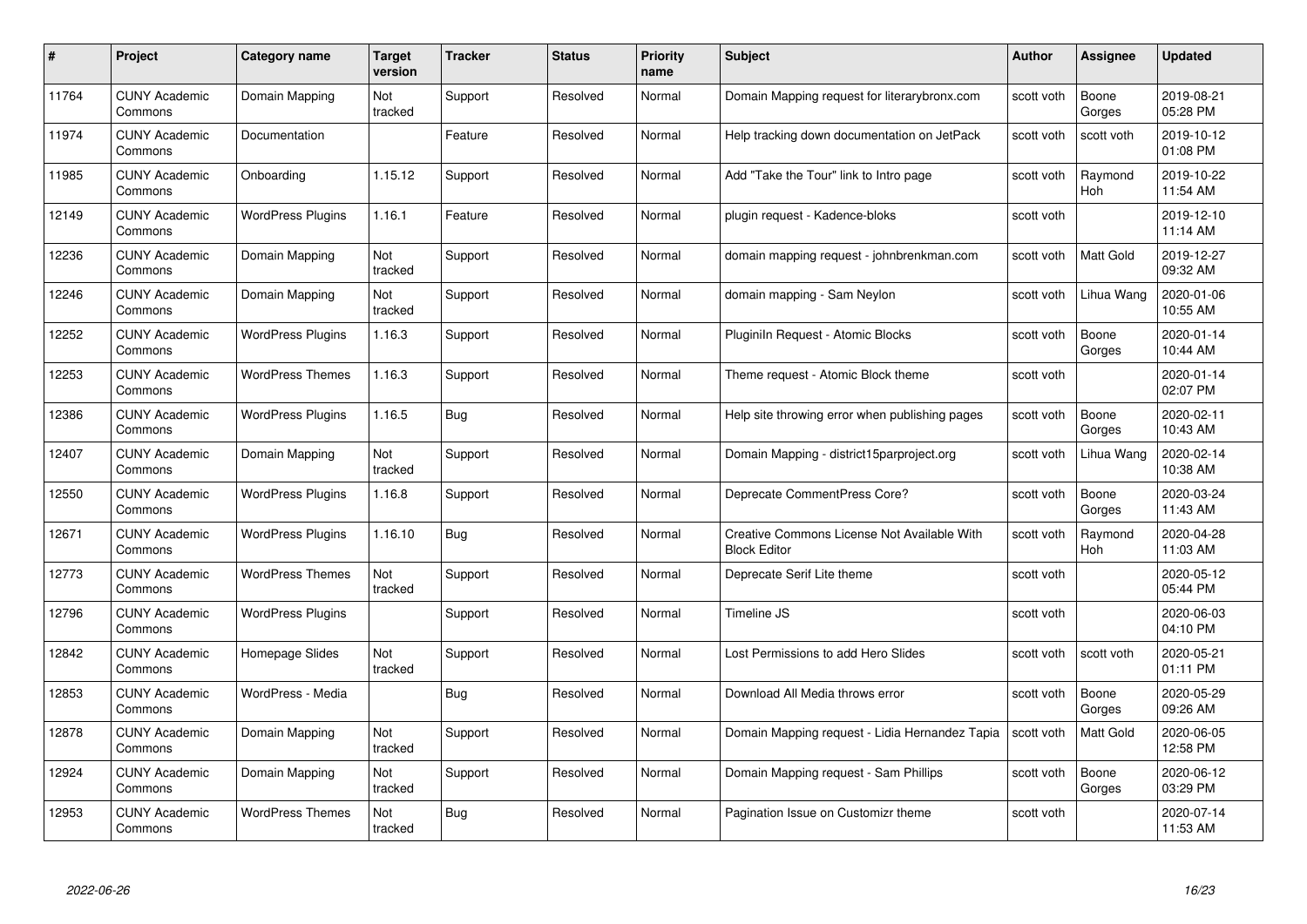| # | Project | Category name | Target version | Tracker | Status | Priority name | Subject | Author | Assignee | Updated |
|---|---|---|---|---|---|---|---|---|---|---|
| 11764 | CUNY Academic Commons | Domain Mapping | Not tracked | Support | Resolved | Normal | Domain Mapping request for literarybronx.com | scott voth | Boone Gorges | 2019-08-21 05:28 PM |
| 11974 | CUNY Academic Commons | Documentation | | Feature | Resolved | Normal | Help tracking down documentation on JetPack | scott voth | scott voth | 2019-10-12 01:08 PM |
| 11985 | CUNY Academic Commons | Onboarding | 1.15.12 | Support | Resolved | Normal | Add "Take the Tour" link to Intro page | scott voth | Raymond Hoh | 2019-10-22 11:54 AM |
| 12149 | CUNY Academic Commons | WordPress Plugins | 1.16.1 | Feature | Resolved | Normal | plugin request - Kadence-bloks | scott voth | | 2019-12-10 11:14 AM |
| 12236 | CUNY Academic Commons | Domain Mapping | Not tracked | Support | Resolved | Normal | domain mapping request - johnbrenkman.com | scott voth | Matt Gold | 2019-12-27 09:32 AM |
| 12246 | CUNY Academic Commons | Domain Mapping | Not tracked | Support | Resolved | Normal | domain mapping - Sam Neylon | scott voth | Lihua Wang | 2020-01-06 10:55 AM |
| 12252 | CUNY Academic Commons | WordPress Plugins | 1.16.3 | Support | Resolved | Normal | Pluginln Request - Atomic Blocks | scott voth | Boone Gorges | 2020-01-14 10:44 AM |
| 12253 | CUNY Academic Commons | WordPress Themes | 1.16.3 | Support | Resolved | Normal | Theme request - Atomic Block theme | scott voth | | 2020-01-14 02:07 PM |
| 12386 | CUNY Academic Commons | WordPress Plugins | 1.16.5 | Bug | Resolved | Normal | Help site throwing error when publishing pages | scott voth | Boone Gorges | 2020-02-11 10:43 AM |
| 12407 | CUNY Academic Commons | Domain Mapping | Not tracked | Support | Resolved | Normal | Domain Mapping - district15parproject.org | scott voth | Lihua Wang | 2020-02-14 10:38 AM |
| 12550 | CUNY Academic Commons | WordPress Plugins | 1.16.8 | Support | Resolved | Normal | Deprecate CommentPress Core? | scott voth | Boone Gorges | 2020-03-24 11:43 AM |
| 12671 | CUNY Academic Commons | WordPress Plugins | 1.16.10 | Bug | Resolved | Normal | Creative Commons License Not Available With Block Editor | scott voth | Raymond Hoh | 2020-04-28 11:03 AM |
| 12773 | CUNY Academic Commons | WordPress Themes | Not tracked | Support | Resolved | Normal | Deprecate Serif Lite theme | scott voth | | 2020-05-12 05:44 PM |
| 12796 | CUNY Academic Commons | WordPress Plugins | | Support | Resolved | Normal | Timeline JS | scott voth | | 2020-06-03 04:10 PM |
| 12842 | CUNY Academic Commons | Homepage Slides | Not tracked | Support | Resolved | Normal | Lost Permissions to add Hero Slides | scott voth | scott voth | 2020-05-21 01:11 PM |
| 12853 | CUNY Academic Commons | WordPress - Media | | Bug | Resolved | Normal | Download All Media throws error | scott voth | Boone Gorges | 2020-05-29 09:26 AM |
| 12878 | CUNY Academic Commons | Domain Mapping | Not tracked | Support | Resolved | Normal | Domain Mapping request - Lidia Hernandez Tapia | scott voth | Matt Gold | 2020-06-05 12:58 PM |
| 12924 | CUNY Academic Commons | Domain Mapping | Not tracked | Support | Resolved | Normal | Domain Mapping request - Sam Phillips | scott voth | Boone Gorges | 2020-06-12 03:29 PM |
| 12953 | CUNY Academic Commons | WordPress Themes | Not tracked | Bug | Resolved | Normal | Pagination Issue on Customizr theme | scott voth | | 2020-07-14 11:53 AM |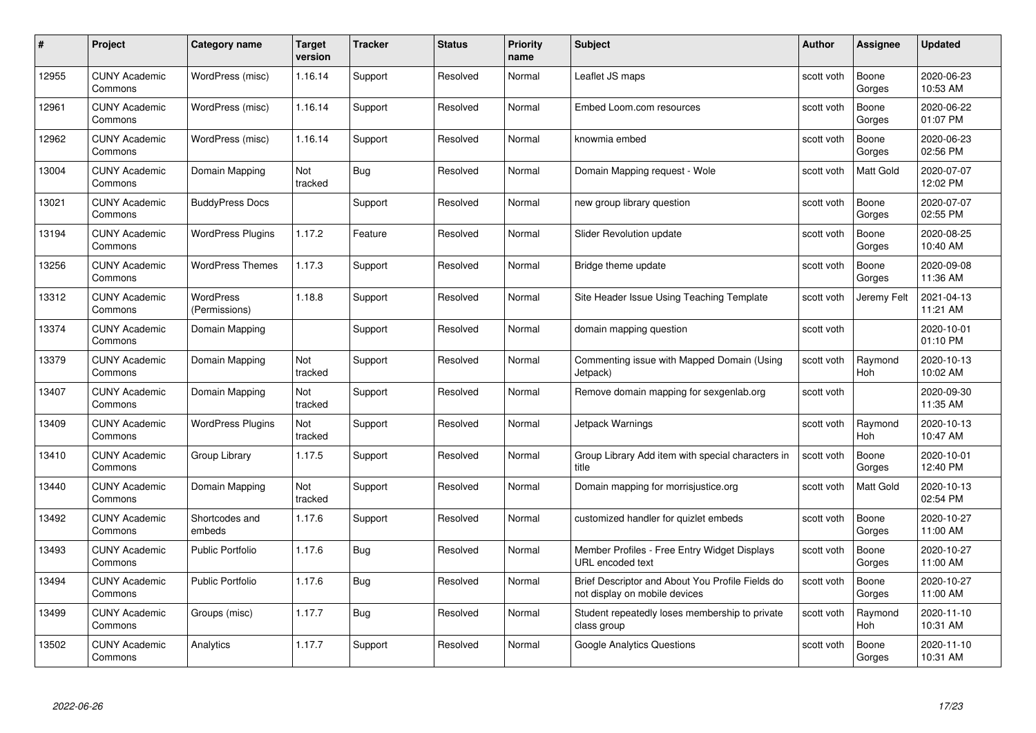| # | Project | Category name | Target version | Tracker | Status | Priority name | Subject | Author | Assignee | Updated |
|---|---|---|---|---|---|---|---|---|---|---|
| 12955 | CUNY Academic Commons | WordPress (misc) | 1.16.14 | Support | Resolved | Normal | Leaflet JS maps | scott voth | Boone Gorges | 2020-06-23 10:53 AM |
| 12961 | CUNY Academic Commons | WordPress (misc) | 1.16.14 | Support | Resolved | Normal | Embed Loom.com resources | scott voth | Boone Gorges | 2020-06-22 01:07 PM |
| 12962 | CUNY Academic Commons | WordPress (misc) | 1.16.14 | Support | Resolved | Normal | knowmia embed | scott voth | Boone Gorges | 2020-06-23 02:56 PM |
| 13004 | CUNY Academic Commons | Domain Mapping | Not tracked | Bug | Resolved | Normal | Domain Mapping request - Wole | scott voth | Matt Gold | 2020-07-07 12:02 PM |
| 13021 | CUNY Academic Commons | BuddyPress Docs | | Support | Resolved | Normal | new group library question | scott voth | Boone Gorges | 2020-07-07 02:55 PM |
| 13194 | CUNY Academic Commons | WordPress Plugins | 1.17.2 | Feature | Resolved | Normal | Slider Revolution update | scott voth | Boone Gorges | 2020-08-25 10:40 AM |
| 13256 | CUNY Academic Commons | WordPress Themes | 1.17.3 | Support | Resolved | Normal | Bridge theme update | scott voth | Boone Gorges | 2020-09-08 11:36 AM |
| 13312 | CUNY Academic Commons | WordPress (Permissions) | 1.18.8 | Support | Resolved | Normal | Site Header Issue Using Teaching Template | scott voth | Jeremy Felt | 2021-04-13 11:21 AM |
| 13374 | CUNY Academic Commons | Domain Mapping | | Support | Resolved | Normal | domain mapping question | scott voth | | 2020-10-01 01:10 PM |
| 13379 | CUNY Academic Commons | Domain Mapping | Not tracked | Support | Resolved | Normal | Commenting issue with Mapped Domain (Using Jetpack) | scott voth | Raymond Hoh | 2020-10-13 10:02 AM |
| 13407 | CUNY Academic Commons | Domain Mapping | Not tracked | Support | Resolved | Normal | Remove domain mapping for sexgenlab.org | scott voth | | 2020-09-30 11:35 AM |
| 13409 | CUNY Academic Commons | WordPress Plugins | Not tracked | Support | Resolved | Normal | Jetpack Warnings | scott voth | Raymond Hoh | 2020-10-13 10:47 AM |
| 13410 | CUNY Academic Commons | Group Library | 1.17.5 | Support | Resolved | Normal | Group Library Add item with special characters in title | scott voth | Boone Gorges | 2020-10-01 12:40 PM |
| 13440 | CUNY Academic Commons | Domain Mapping | Not tracked | Support | Resolved | Normal | Domain mapping for morrisjustice.org | scott voth | Matt Gold | 2020-10-13 02:54 PM |
| 13492 | CUNY Academic Commons | Shortcodes and embeds | 1.17.6 | Support | Resolved | Normal | customized handler for quizlet embeds | scott voth | Boone Gorges | 2020-10-27 11:00 AM |
| 13493 | CUNY Academic Commons | Public Portfolio | 1.17.6 | Bug | Resolved | Normal | Member Profiles - Free Entry Widget Displays URL encoded text | scott voth | Boone Gorges | 2020-10-27 11:00 AM |
| 13494 | CUNY Academic Commons | Public Portfolio | 1.17.6 | Bug | Resolved | Normal | Brief Descriptor and About You Profile Fields do not display on mobile devices | scott voth | Boone Gorges | 2020-10-27 11:00 AM |
| 13499 | CUNY Academic Commons | Groups (misc) | 1.17.7 | Bug | Resolved | Normal | Student repeatedly loses membership to private class group | scott voth | Raymond Hoh | 2020-11-10 10:31 AM |
| 13502 | CUNY Academic Commons | Analytics | 1.17.7 | Support | Resolved | Normal | Google Analytics Questions | scott voth | Boone Gorges | 2020-11-10 10:31 AM |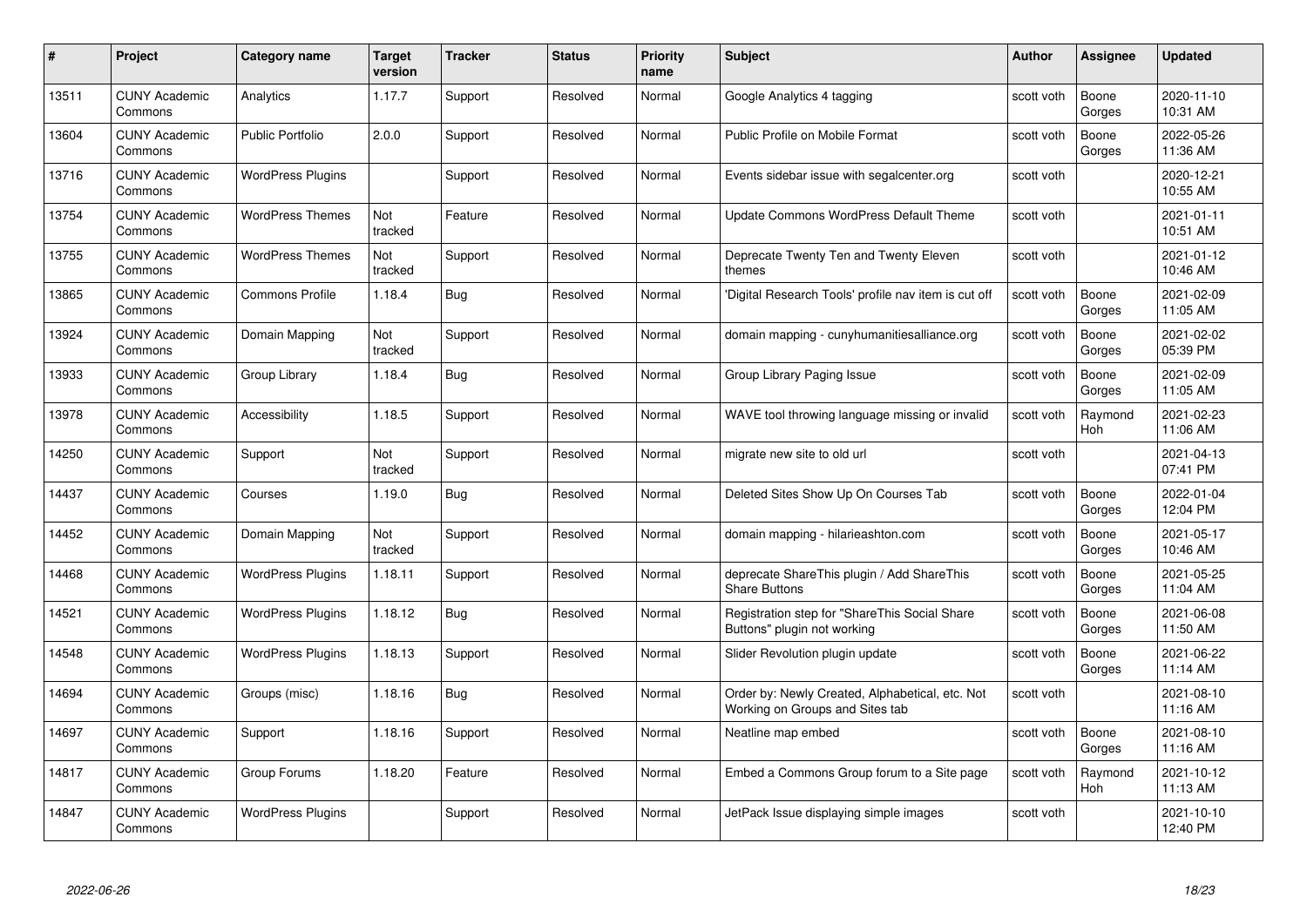| # | Project | Category name | Target version | Tracker | Status | Priority name | Subject | Author | Assignee | Updated |
|---|---|---|---|---|---|---|---|---|---|---|
| 13511 | CUNY Academic Commons | Analytics | 1.17.7 | Support | Resolved | Normal | Google Analytics 4 tagging | scott voth | Boone Gorges | 2020-11-10 10:31 AM |
| 13604 | CUNY Academic Commons | Public Portfolio | 2.0.0 | Support | Resolved | Normal | Public Profile on Mobile Format | scott voth | Boone Gorges | 2022-05-26 11:36 AM |
| 13716 | CUNY Academic Commons | WordPress Plugins | | Support | Resolved | Normal | Events sidebar issue with segalcenter.org | scott voth | | 2020-12-21 10:55 AM |
| 13754 | CUNY Academic Commons | WordPress Themes | Not tracked | Feature | Resolved | Normal | Update Commons WordPress Default Theme | scott voth | | 2021-01-11 10:51 AM |
| 13755 | CUNY Academic Commons | WordPress Themes | Not tracked | Support | Resolved | Normal | Deprecate Twenty Ten and Twenty Eleven themes | scott voth | | 2021-01-12 10:46 AM |
| 13865 | CUNY Academic Commons | Commons Profile | 1.18.4 | Bug | Resolved | Normal | 'Digital Research Tools' profile nav item is cut off | scott voth | Boone Gorges | 2021-02-09 11:05 AM |
| 13924 | CUNY Academic Commons | Domain Mapping | Not tracked | Support | Resolved | Normal | domain mapping - cunyhumanitiesalliance.org | scott voth | Boone Gorges | 2021-02-02 05:39 PM |
| 13933 | CUNY Academic Commons | Group Library | 1.18.4 | Bug | Resolved | Normal | Group Library Paging Issue | scott voth | Boone Gorges | 2021-02-09 11:05 AM |
| 13978 | CUNY Academic Commons | Accessibility | 1.18.5 | Support | Resolved | Normal | WAVE tool throwing language missing or invalid | scott voth | Raymond Hoh | 2021-02-23 11:06 AM |
| 14250 | CUNY Academic Commons | Support | Not tracked | Support | Resolved | Normal | migrate new site to old url | scott voth | | 2021-04-13 07:41 PM |
| 14437 | CUNY Academic Commons | Courses | 1.19.0 | Bug | Resolved | Normal | Deleted Sites Show Up On Courses Tab | scott voth | Boone Gorges | 2022-01-04 12:04 PM |
| 14452 | CUNY Academic Commons | Domain Mapping | Not tracked | Support | Resolved | Normal | domain mapping - hilarieashton.com | scott voth | Boone Gorges | 2021-05-17 10:46 AM |
| 14468 | CUNY Academic Commons | WordPress Plugins | 1.18.11 | Support | Resolved | Normal | deprecate ShareThis plugin / Add ShareThis Share Buttons | scott voth | Boone Gorges | 2021-05-25 11:04 AM |
| 14521 | CUNY Academic Commons | WordPress Plugins | 1.18.12 | Bug | Resolved | Normal | Registration step for "ShareThis Social Share Buttons" plugin not working | scott voth | Boone Gorges | 2021-06-08 11:50 AM |
| 14548 | CUNY Academic Commons | WordPress Plugins | 1.18.13 | Support | Resolved | Normal | Slider Revolution plugin update | scott voth | Boone Gorges | 2021-06-22 11:14 AM |
| 14694 | CUNY Academic Commons | Groups (misc) | 1.18.16 | Bug | Resolved | Normal | Order by: Newly Created, Alphabetical, etc. Not Working on Groups and Sites tab | scott voth | | 2021-08-10 11:16 AM |
| 14697 | CUNY Academic Commons | Support | 1.18.16 | Support | Resolved | Normal | Neatline map embed | scott voth | Boone Gorges | 2021-08-10 11:16 AM |
| 14817 | CUNY Academic Commons | Group Forums | 1.18.20 | Feature | Resolved | Normal | Embed a Commons Group forum to a Site page | scott voth | Raymond Hoh | 2021-10-12 11:13 AM |
| 14847 | CUNY Academic Commons | WordPress Plugins | | Support | Resolved | Normal | JetPack Issue displaying simple images | scott voth | | 2021-10-10 12:40 PM |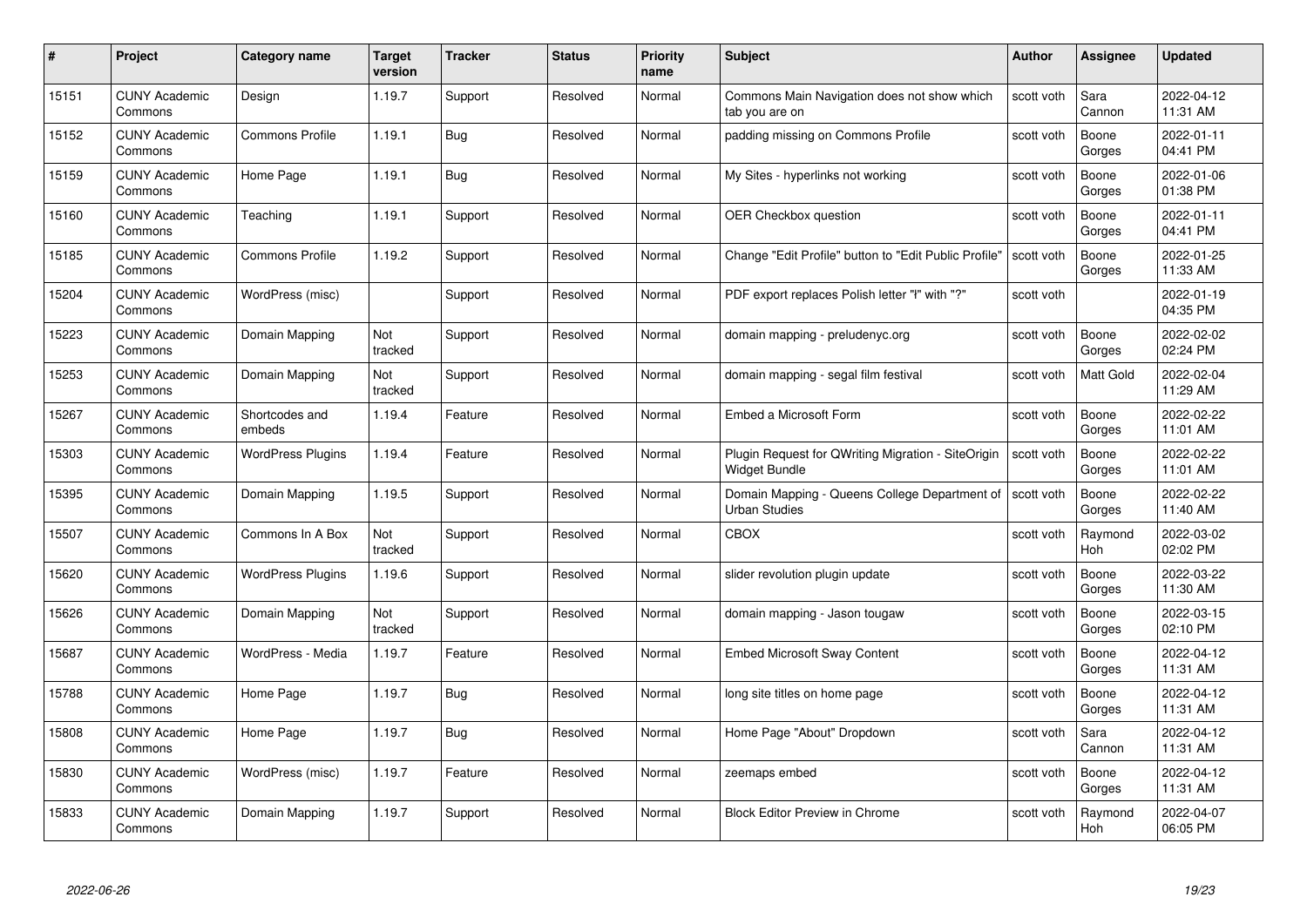| # | Project | Category name | Target version | Tracker | Status | Priority name | Subject | Author | Assignee | Updated |
|---|---|---|---|---|---|---|---|---|---|---|
| 15151 | CUNY Academic Commons | Design | 1.19.7 | Support | Resolved | Normal | Commons Main Navigation does not show which tab you are on | scott voth | Sara Cannon | 2022-04-12 11:31 AM |
| 15152 | CUNY Academic Commons | Commons Profile | 1.19.1 | Bug | Resolved | Normal | padding missing on Commons Profile | scott voth | Boone Gorges | 2022-01-11 04:41 PM |
| 15159 | CUNY Academic Commons | Home Page | 1.19.1 | Bug | Resolved | Normal | My Sites - hyperlinks not working | scott voth | Boone Gorges | 2022-01-06 01:38 PM |
| 15160 | CUNY Academic Commons | Teaching | 1.19.1 | Support | Resolved | Normal | OER Checkbox question | scott voth | Boone Gorges | 2022-01-11 04:41 PM |
| 15185 | CUNY Academic Commons | Commons Profile | 1.19.2 | Support | Resolved | Normal | Change "Edit Profile" button to "Edit Public Profile" | scott voth | Boone Gorges | 2022-01-25 11:33 AM |
| 15204 | CUNY Academic Commons | WordPress (misc) | | Support | Resolved | Normal | PDF export replaces Polish letter "ł" with "?" | scott voth | | 2022-01-19 04:35 PM |
| 15223 | CUNY Academic Commons | Domain Mapping | Not tracked | Support | Resolved | Normal | domain mapping - preludenyc.org | scott voth | Boone Gorges | 2022-02-02 02:24 PM |
| 15253 | CUNY Academic Commons | Domain Mapping | Not tracked | Support | Resolved | Normal | domain mapping - segal film festival | scott voth | Matt Gold | 2022-02-04 11:29 AM |
| 15267 | CUNY Academic Commons | Shortcodes and embeds | 1.19.4 | Feature | Resolved | Normal | Embed a Microsoft Form | scott voth | Boone Gorges | 2022-02-22 11:01 AM |
| 15303 | CUNY Academic Commons | WordPress Plugins | 1.19.4 | Feature | Resolved | Normal | Plugin Request for QWriting Migration - SiteOrigin Widget Bundle | scott voth | Boone Gorges | 2022-02-22 11:01 AM |
| 15395 | CUNY Academic Commons | Domain Mapping | 1.19.5 | Support | Resolved | Normal | Domain Mapping - Queens College Department of Urban Studies | scott voth | Boone Gorges | 2022-02-22 11:40 AM |
| 15507 | CUNY Academic Commons | Commons In A Box | Not tracked | Support | Resolved | Normal | CBOX | scott voth | Raymond Hoh | 2022-03-02 02:02 PM |
| 15620 | CUNY Academic Commons | WordPress Plugins | 1.19.6 | Support | Resolved | Normal | slider revolution plugin update | scott voth | Boone Gorges | 2022-03-22 11:30 AM |
| 15626 | CUNY Academic Commons | Domain Mapping | Not tracked | Support | Resolved | Normal | domain mapping - Jason tougaw | scott voth | Boone Gorges | 2022-03-15 02:10 PM |
| 15687 | CUNY Academic Commons | WordPress - Media | 1.19.7 | Feature | Resolved | Normal | Embed Microsoft Sway Content | scott voth | Boone Gorges | 2022-04-12 11:31 AM |
| 15788 | CUNY Academic Commons | Home Page | 1.19.7 | Bug | Resolved | Normal | long site titles on home page | scott voth | Boone Gorges | 2022-04-12 11:31 AM |
| 15808 | CUNY Academic Commons | Home Page | 1.19.7 | Bug | Resolved | Normal | Home Page "About" Dropdown | scott voth | Sara Cannon | 2022-04-12 11:31 AM |
| 15830 | CUNY Academic Commons | WordPress (misc) | 1.19.7 | Feature | Resolved | Normal | zeemaps embed | scott voth | Boone Gorges | 2022-04-12 11:31 AM |
| 15833 | CUNY Academic Commons | Domain Mapping | 1.19.7 | Support | Resolved | Normal | Block Editor Preview in Chrome | scott voth | Raymond Hoh | 2022-04-07 06:05 PM |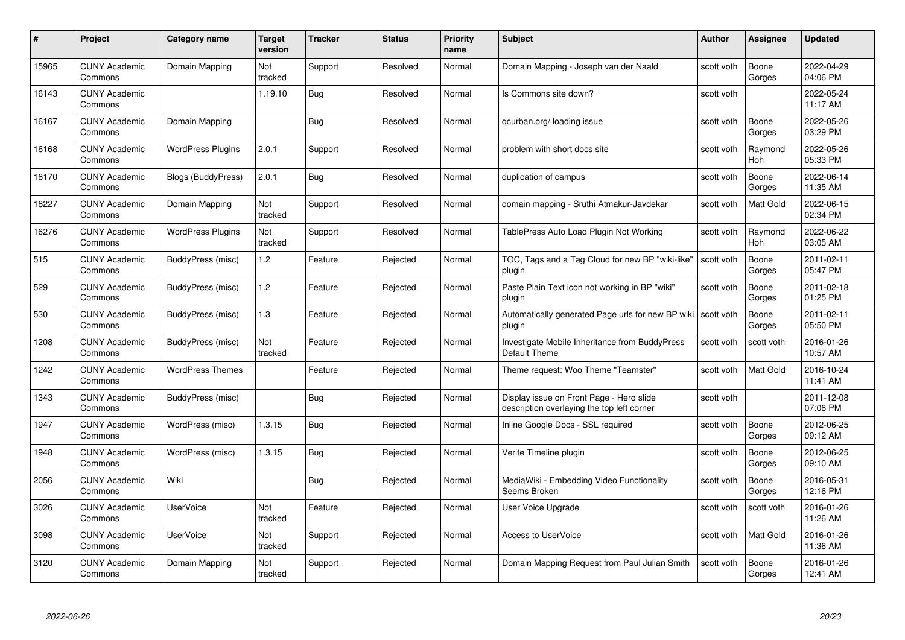| # | Project | Category name | Target version | Tracker | Status | Priority name | Subject | Author | Assignee | Updated |
|---|---|---|---|---|---|---|---|---|---|---|
| 15965 | CUNY Academic Commons | Domain Mapping | Not tracked | Support | Resolved | Normal | Domain Mapping - Joseph van der Naald | scott voth | Boone Gorges | 2022-04-29 04:06 PM |
| 16143 | CUNY Academic Commons | | 1.19.10 | Bug | Resolved | Normal | Is Commons site down? | scott voth | | 2022-05-24 11:17 AM |
| 16167 | CUNY Academic Commons | Domain Mapping | | Bug | Resolved | Normal | qcurban.org/ loading issue | scott voth | Boone Gorges | 2022-05-26 03:29 PM |
| 16168 | CUNY Academic Commons | WordPress Plugins | 2.0.1 | Support | Resolved | Normal | problem with short docs site | scott voth | Raymond Hoh | 2022-05-26 05:33 PM |
| 16170 | CUNY Academic Commons | Blogs (BuddyPress) | 2.0.1 | Bug | Resolved | Normal | duplication of campus | scott voth | Boone Gorges | 2022-06-14 11:35 AM |
| 16227 | CUNY Academic Commons | Domain Mapping | Not tracked | Support | Resolved | Normal | domain mapping - Sruthi Atmakur-Javdekar | scott voth | Matt Gold | 2022-06-15 02:34 PM |
| 16276 | CUNY Academic Commons | WordPress Plugins | Not tracked | Support | Resolved | Normal | TablePress Auto Load Plugin Not Working | scott voth | Raymond Hoh | 2022-06-22 03:05 AM |
| 515 | CUNY Academic Commons | BuddyPress (misc) | 1.2 | Feature | Rejected | Normal | TOC, Tags and a Tag Cloud for new BP "wiki-like" plugin | scott voth | Boone Gorges | 2011-02-11 05:47 PM |
| 529 | CUNY Academic Commons | BuddyPress (misc) | 1.2 | Feature | Rejected | Normal | Paste Plain Text icon not working in BP "wiki" plugin | scott voth | Boone Gorges | 2011-02-18 01:25 PM |
| 530 | CUNY Academic Commons | BuddyPress (misc) | 1.3 | Feature | Rejected | Normal | Automatically generated Page urls for new BP wiki plugin | scott voth | Boone Gorges | 2011-02-11 05:50 PM |
| 1208 | CUNY Academic Commons | BuddyPress (misc) | Not tracked | Feature | Rejected | Normal | Investigate Mobile Inheritance from BuddyPress Default Theme | scott voth | scott voth | 2016-01-26 10:57 AM |
| 1242 | CUNY Academic Commons | WordPress Themes | | Feature | Rejected | Normal | Theme request: Woo Theme "Teamster" | scott voth | Matt Gold | 2016-10-24 11:41 AM |
| 1343 | CUNY Academic Commons | BuddyPress (misc) | | Bug | Rejected | Normal | Display issue on Front Page - Hero slide description overlaying the top left corner | scott voth | | 2011-12-08 07:06 PM |
| 1947 | CUNY Academic Commons | WordPress (misc) | 1.3.15 | Bug | Rejected | Normal | Inline Google Docs - SSL required | scott voth | Boone Gorges | 2012-06-25 09:12 AM |
| 1948 | CUNY Academic Commons | WordPress (misc) | 1.3.15 | Bug | Rejected | Normal | Verite Timeline plugin | scott voth | Boone Gorges | 2012-06-25 09:10 AM |
| 2056 | CUNY Academic Commons | Wiki | | Bug | Rejected | Normal | MediaWiki - Embedding Video Functionality Seems Broken | scott voth | Boone Gorges | 2016-05-31 12:16 PM |
| 3026 | CUNY Academic Commons | UserVoice | Not tracked | Feature | Rejected | Normal | User Voice Upgrade | scott voth | scott voth | 2016-01-26 11:26 AM |
| 3098 | CUNY Academic Commons | UserVoice | Not tracked | Support | Rejected | Normal | Access to UserVoice | scott voth | Matt Gold | 2016-01-26 11:36 AM |
| 3120 | CUNY Academic Commons | Domain Mapping | Not tracked | Support | Rejected | Normal | Domain Mapping Request from Paul Julian Smith | scott voth | Boone Gorges | 2016-01-26 12:41 AM |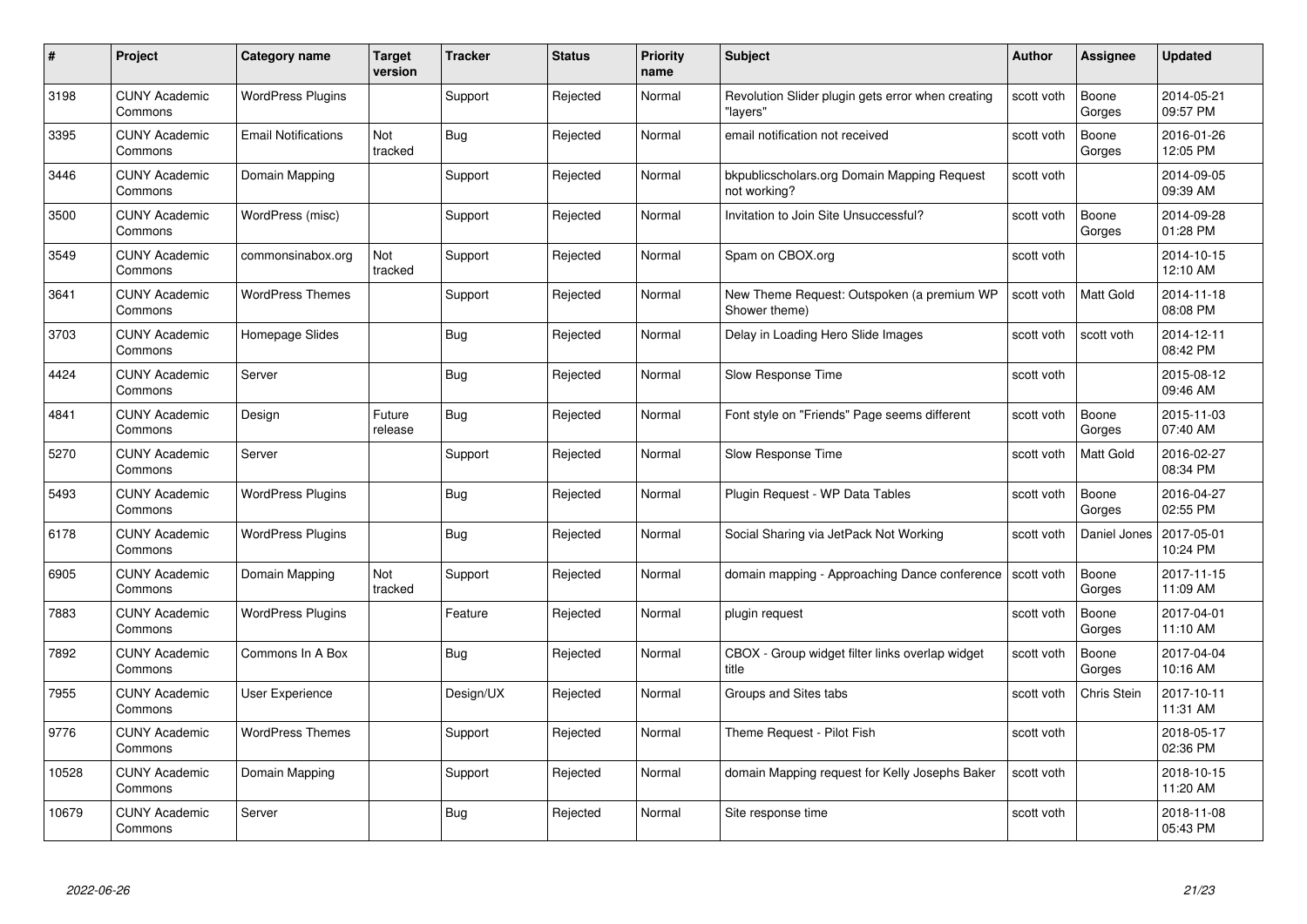| # | Project | Category name | Target version | Tracker | Status | Priority name | Subject | Author | Assignee | Updated |
|---|---|---|---|---|---|---|---|---|---|---|
| 3198 | CUNY Academic Commons | WordPress Plugins | | Support | Rejected | Normal | Revolution Slider plugin gets error when creating "layers" | scott voth | Boone Gorges | 2014-05-21 09:57 PM |
| 3395 | CUNY Academic Commons | Email Notifications | Not tracked | Bug | Rejected | Normal | email notification not received | scott voth | Boone Gorges | 2016-01-26 12:05 PM |
| 3446 | CUNY Academic Commons | Domain Mapping | | Support | Rejected | Normal | bkpublicscholars.org Domain Mapping Request not working? | scott voth | | 2014-09-05 09:39 AM |
| 3500 | CUNY Academic Commons | WordPress (misc) | | Support | Rejected | Normal | Invitation to Join Site Unsuccessful? | scott voth | Boone Gorges | 2014-09-28 01:28 PM |
| 3549 | CUNY Academic Commons | commonsinabox.org | Not tracked | Support | Rejected | Normal | Spam on CBOX.org | scott voth | | 2014-10-15 12:10 AM |
| 3641 | CUNY Academic Commons | WordPress Themes | | Support | Rejected | Normal | New Theme Request: Outspoken (a premium WP Shower theme) | scott voth | Matt Gold | 2014-11-18 08:08 PM |
| 3703 | CUNY Academic Commons | Homepage Slides | | Bug | Rejected | Normal | Delay in Loading Hero Slide Images | scott voth | scott voth | 2014-12-11 08:42 PM |
| 4424 | CUNY Academic Commons | Server | | Bug | Rejected | Normal | Slow Response Time | scott voth | | 2015-08-12 09:46 AM |
| 4841 | CUNY Academic Commons | Design | Future release | Bug | Rejected | Normal | Font style on "Friends" Page seems different | scott voth | Boone Gorges | 2015-11-03 07:40 AM |
| 5270 | CUNY Academic Commons | Server | | Support | Rejected | Normal | Slow Response Time | scott voth | Matt Gold | 2016-02-27 08:34 PM |
| 5493 | CUNY Academic Commons | WordPress Plugins | | Bug | Rejected | Normal | Plugin Request - WP Data Tables | scott voth | Boone Gorges | 2016-04-27 02:55 PM |
| 6178 | CUNY Academic Commons | WordPress Plugins | | Bug | Rejected | Normal | Social Sharing via JetPack Not Working | scott voth | Daniel Jones | 2017-05-01 10:24 PM |
| 6905 | CUNY Academic Commons | Domain Mapping | Not tracked | Support | Rejected | Normal | domain mapping - Approaching Dance conference | scott voth | Boone Gorges | 2017-11-15 11:09 AM |
| 7883 | CUNY Academic Commons | WordPress Plugins | | Feature | Rejected | Normal | plugin request | scott voth | Boone Gorges | 2017-04-01 11:10 AM |
| 7892 | CUNY Academic Commons | Commons In A Box | | Bug | Rejected | Normal | CBOX - Group widget filter links overlap widget title | scott voth | Boone Gorges | 2017-04-04 10:16 AM |
| 7955 | CUNY Academic Commons | User Experience | | Design/UX | Rejected | Normal | Groups and Sites tabs | scott voth | Chris Stein | 2017-10-11 11:31 AM |
| 9776 | CUNY Academic Commons | WordPress Themes | | Support | Rejected | Normal | Theme Request - Pilot Fish | scott voth | | 2018-05-17 02:36 PM |
| 10528 | CUNY Academic Commons | Domain Mapping | | Support | Rejected | Normal | domain Mapping request for Kelly Josephs Baker | scott voth | | 2018-10-15 11:20 AM |
| 10679 | CUNY Academic Commons | Server | | Bug | Rejected | Normal | Site response time | scott voth | | 2018-11-08 05:43 PM |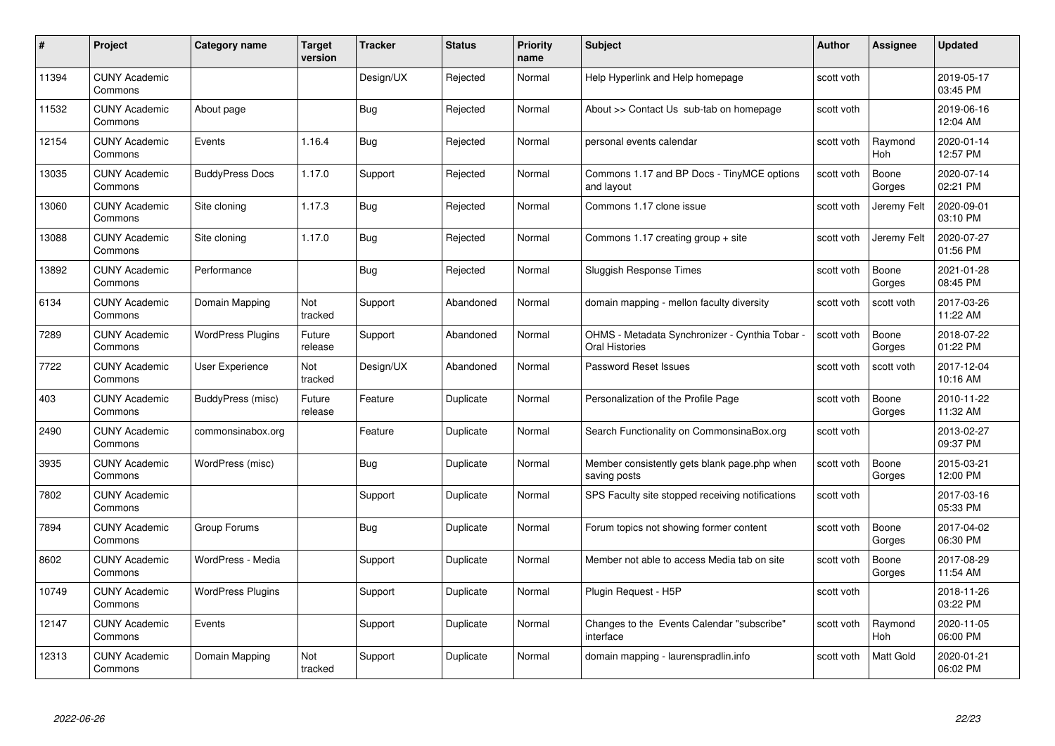| # | Project | Category name | Target version | Tracker | Status | Priority name | Subject | Author | Assignee | Updated |
|---|---|---|---|---|---|---|---|---|---|---|
| 11394 | CUNY Academic Commons | | | Design/UX | Rejected | Normal | Help Hyperlink and Help homepage | scott voth | | 2019-05-17 03:45 PM |
| 11532 | CUNY Academic Commons | About page | | Bug | Rejected | Normal | About >> Contact Us sub-tab on homepage | scott voth | | 2019-06-16 12:04 AM |
| 12154 | CUNY Academic Commons | Events | 1.16.4 | Bug | Rejected | Normal | personal events calendar | scott voth | Raymond Hoh | 2020-01-14 12:57 PM |
| 13035 | CUNY Academic Commons | BuddyPress Docs | 1.17.0 | Support | Rejected | Normal | Commons 1.17 and BP Docs - TinyMCE options and layout | scott voth | Boone Gorges | 2020-07-14 02:21 PM |
| 13060 | CUNY Academic Commons | Site cloning | 1.17.3 | Bug | Rejected | Normal | Commons 1.17 clone issue | scott voth | Jeremy Felt | 2020-09-01 03:10 PM |
| 13088 | CUNY Academic Commons | Site cloning | 1.17.0 | Bug | Rejected | Normal | Commons 1.17 creating group + site | scott voth | Jeremy Felt | 2020-07-27 01:56 PM |
| 13892 | CUNY Academic Commons | Performance | | Bug | Rejected | Normal | Sluggish Response Times | scott voth | Boone Gorges | 2021-01-28 08:45 PM |
| 6134 | CUNY Academic Commons | Domain Mapping | Not tracked | Support | Abandoned | Normal | domain mapping - mellon faculty diversity | scott voth | scott voth | 2017-03-26 11:22 AM |
| 7289 | CUNY Academic Commons | WordPress Plugins | Future release | Support | Abandoned | Normal | OHMS - Metadata Synchronizer - Cynthia Tobar - Oral Histories | scott voth | Boone Gorges | 2018-07-22 01:22 PM |
| 7722 | CUNY Academic Commons | User Experience | Not tracked | Design/UX | Abandoned | Normal | Password Reset Issues | scott voth | scott voth | 2017-12-04 10:16 AM |
| 403 | CUNY Academic Commons | BuddyPress (misc) | Future release | Feature | Duplicate | Normal | Personalization of the Profile Page | scott voth | Boone Gorges | 2010-11-22 11:32 AM |
| 2490 | CUNY Academic Commons | commonsinabox.org | | Feature | Duplicate | Normal | Search Functionality on CommonsinaBox.org | scott voth | | 2013-02-27 09:37 PM |
| 3935 | CUNY Academic Commons | WordPress (misc) | | Bug | Duplicate | Normal | Member consistently gets blank page.php when saving posts | scott voth | Boone Gorges | 2015-03-21 12:00 PM |
| 7802 | CUNY Academic Commons | | | Support | Duplicate | Normal | SPS Faculty site stopped receiving notifications | scott voth | | 2017-03-16 05:33 PM |
| 7894 | CUNY Academic Commons | Group Forums | | Bug | Duplicate | Normal | Forum topics not showing former content | scott voth | Boone Gorges | 2017-04-02 06:30 PM |
| 8602 | CUNY Academic Commons | WordPress - Media | | Support | Duplicate | Normal | Member not able to access Media tab on site | scott voth | Boone Gorges | 2017-08-29 11:54 AM |
| 10749 | CUNY Academic Commons | WordPress Plugins | | Support | Duplicate | Normal | Plugin Request - H5P | scott voth | | 2018-11-26 03:22 PM |
| 12147 | CUNY Academic Commons | Events | | Support | Duplicate | Normal | Changes to the Events Calendar "subscribe" interface | scott voth | Raymond Hoh | 2020-11-05 06:00 PM |
| 12313 | CUNY Academic Commons | Domain Mapping | Not tracked | Support | Duplicate | Normal | domain mapping - laurenspradlin.info | scott voth | Matt Gold | 2020-01-21 06:02 PM |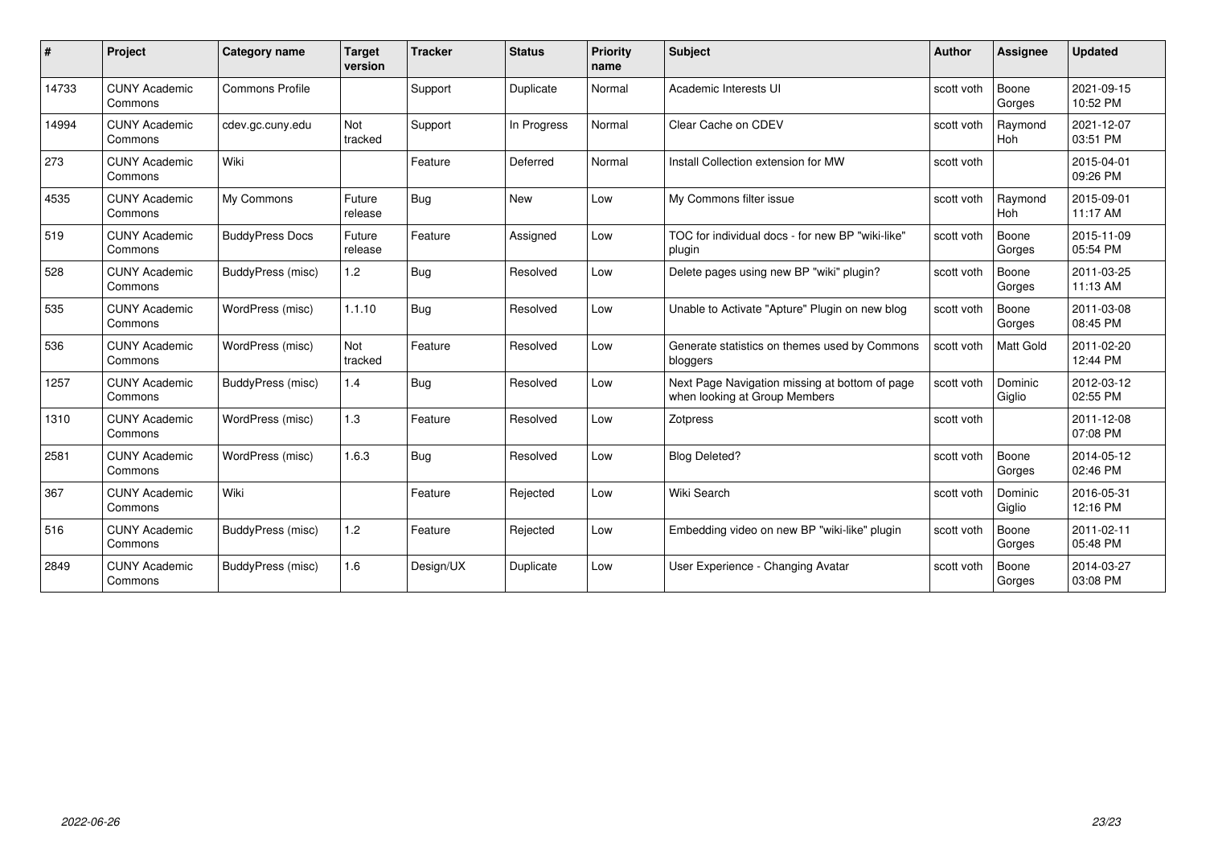| # | Project | Category name | Target version | Tracker | Status | Priority name | Subject | Author | Assignee | Updated |
|---|---|---|---|---|---|---|---|---|---|---|
| 14733 | CUNY Academic Commons | Commons Profile | | Support | Duplicate | Normal | Academic Interests UI | scott voth | Boone Gorges | 2021-09-15 10:52 PM |
| 14994 | CUNY Academic Commons | cdev.gc.cuny.edu | Not tracked | Support | In Progress | Normal | Clear Cache on CDEV | scott voth | Raymond Hoh | 2021-12-07 03:51 PM |
| 273 | CUNY Academic Commons | Wiki | | Feature | Deferred | Normal | Install Collection extension for MW | scott voth | | 2015-04-01 09:26 PM |
| 4535 | CUNY Academic Commons | My Commons | Future release | Bug | New | Low | My Commons filter issue | scott voth | Raymond Hoh | 2015-09-01 11:17 AM |
| 519 | CUNY Academic Commons | BuddyPress Docs | Future release | Feature | Assigned | Low | TOC for individual docs - for new BP "wiki-like" plugin | scott voth | Boone Gorges | 2015-11-09 05:54 PM |
| 528 | CUNY Academic Commons | BuddyPress (misc) | 1.2 | Bug | Resolved | Low | Delete pages using new BP "wiki" plugin? | scott voth | Boone Gorges | 2011-03-25 11:13 AM |
| 535 | CUNY Academic Commons | WordPress (misc) | 1.1.10 | Bug | Resolved | Low | Unable to Activate "Apture" Plugin on new blog | scott voth | Boone Gorges | 2011-03-08 08:45 PM |
| 536 | CUNY Academic Commons | WordPress (misc) | Not tracked | Feature | Resolved | Low | Generate statistics on themes used by Commons bloggers | scott voth | Matt Gold | 2011-02-20 12:44 PM |
| 1257 | CUNY Academic Commons | BuddyPress (misc) | 1.4 | Bug | Resolved | Low | Next Page Navigation missing at bottom of page when looking at Group Members | scott voth | Dominic Giglio | 2012-03-12 02:55 PM |
| 1310 | CUNY Academic Commons | WordPress (misc) | 1.3 | Feature | Resolved | Low | Zotpress | scott voth | | 2011-12-08 07:08 PM |
| 2581 | CUNY Academic Commons | WordPress (misc) | 1.6.3 | Bug | Resolved | Low | Blog Deleted? | scott voth | Boone Gorges | 2014-05-12 02:46 PM |
| 367 | CUNY Academic Commons | Wiki | | Feature | Rejected | Low | Wiki Search | scott voth | Dominic Giglio | 2016-05-31 12:16 PM |
| 516 | CUNY Academic Commons | BuddyPress (misc) | 1.2 | Feature | Rejected | Low | Embedding video on new BP "wiki-like" plugin | scott voth | Boone Gorges | 2011-02-11 05:48 PM |
| 2849 | CUNY Academic Commons | BuddyPress (misc) | 1.6 | Design/UX | Duplicate | Low | User Experience - Changing Avatar | scott voth | Boone Gorges | 2014-03-27 03:08 PM |